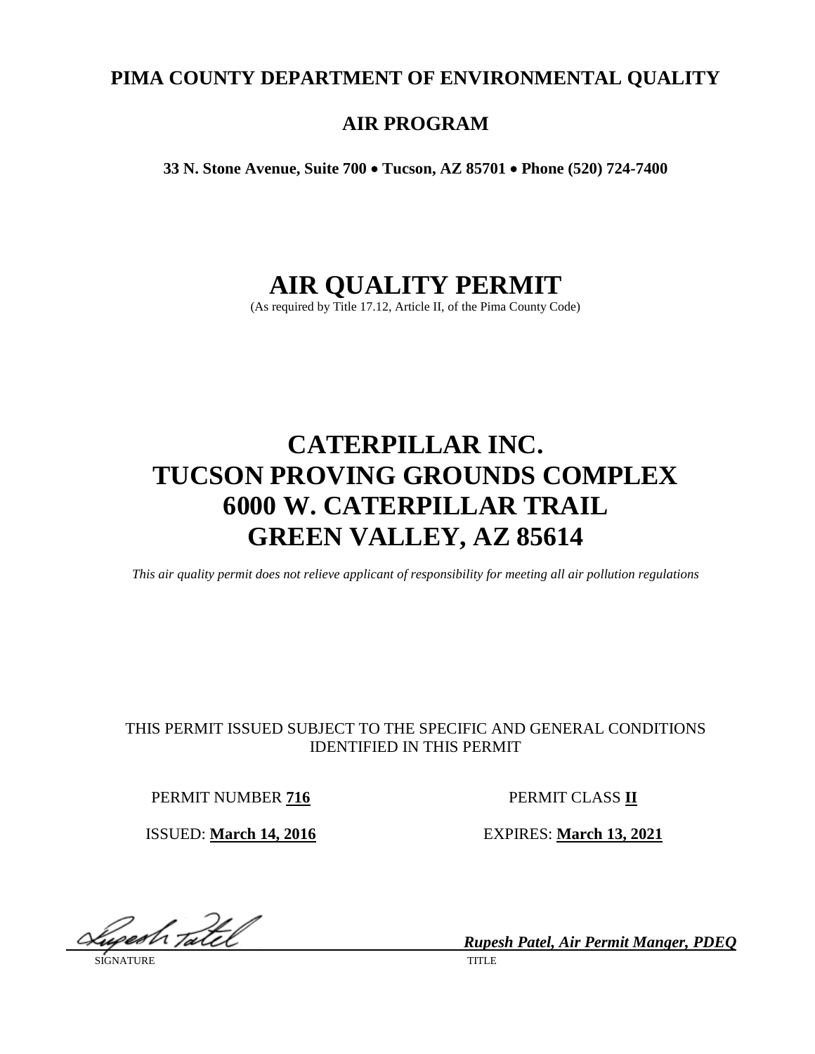**PIMA COUNTY DEPARTMENT OF ENVIRONMENTAL QUALITY**

**AIR PROGRAM**

**33 N. Stone Avenue, Suite 700 • Tucson, AZ 85701 • Phone (520) 724-7400**

# AIR QUALITY PERMIT

(As required by Title 17.12, Article II, of the Pima County Code)

# CATERPILLAR INC.
# TUCSON PROVING GROUNDS COMPLEX
# 6000 W. CATERPILLAR TRAIL
# GREEN VALLEY, AZ 85614

*This air quality permit does not relieve applicant of responsibility for meeting all air pollution regulations*

THIS PERMIT ISSUED SUBJECT TO THE SPECIFIC AND GENERAL CONDITIONS IDENTIFIED IN THIS PERMIT

PERMIT NUMBER **716** PERMIT CLASS **II**

ISSUED: **March 14, 2016** EXPIRES: **March 13, 2021**

SIGNATURE

***Rupesh Patel, Air Permit Manger, PDEQ***

TITLE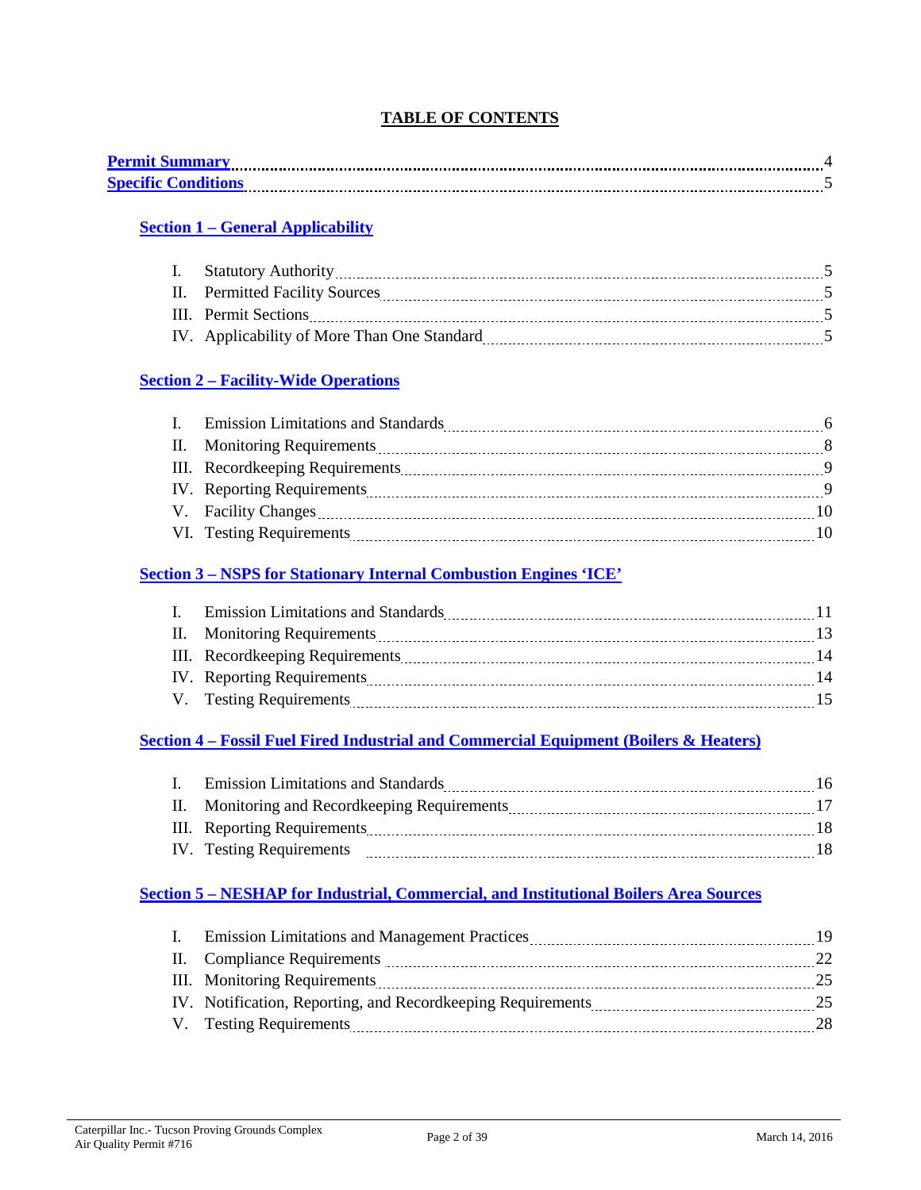# TABLE OF CONTENTS

**Permit Summary** ........ 4
**Specific Conditions** ........ 5

**Section 1 – General Applicability**

I. Statutory Authority ........ 5
II. Permitted Facility Sources ........ 5
III. Permit Sections ........ 5
IV. Applicability of More Than One Standard ........ 5

**Section 2 – Facility-Wide Operations**

I. Emission Limitations and Standards ........ 6
II. Monitoring Requirements ........ 8
III. Recordkeeping Requirements ........ 9
IV. Reporting Requirements ........ 9
V. Facility Changes ........ 10
VI. Testing Requirements ........ 10

**Section 3 – NSPS for Stationary Internal Combustion Engines 'ICE'**

I. Emission Limitations and Standards ........ 11
II. Monitoring Requirements ........ 13
III. Recordkeeping Requirements ........ 14
IV. Reporting Requirements ........ 14
V. Testing Requirements ........ 15

**Section 4 – Fossil Fuel Fired Industrial and Commercial Equipment (Boilers & Heaters)**

I. Emission Limitations and Standards ........ 16
II. Monitoring and Recordkeeping Requirements ........ 17
III. Reporting Requirements ........ 18
IV. Testing Requirements ........ 18

**Section 5 – NESHAP for Industrial, Commercial, and Institutional Boilers Area Sources**

I. Emission Limitations and Management Practices ........ 19
II. Compliance Requirements ........ 22
III. Monitoring Requirements ........ 25
IV. Notification, Reporting, and Recordkeeping Requirements ........ 25
V. Testing Requirements ........ 28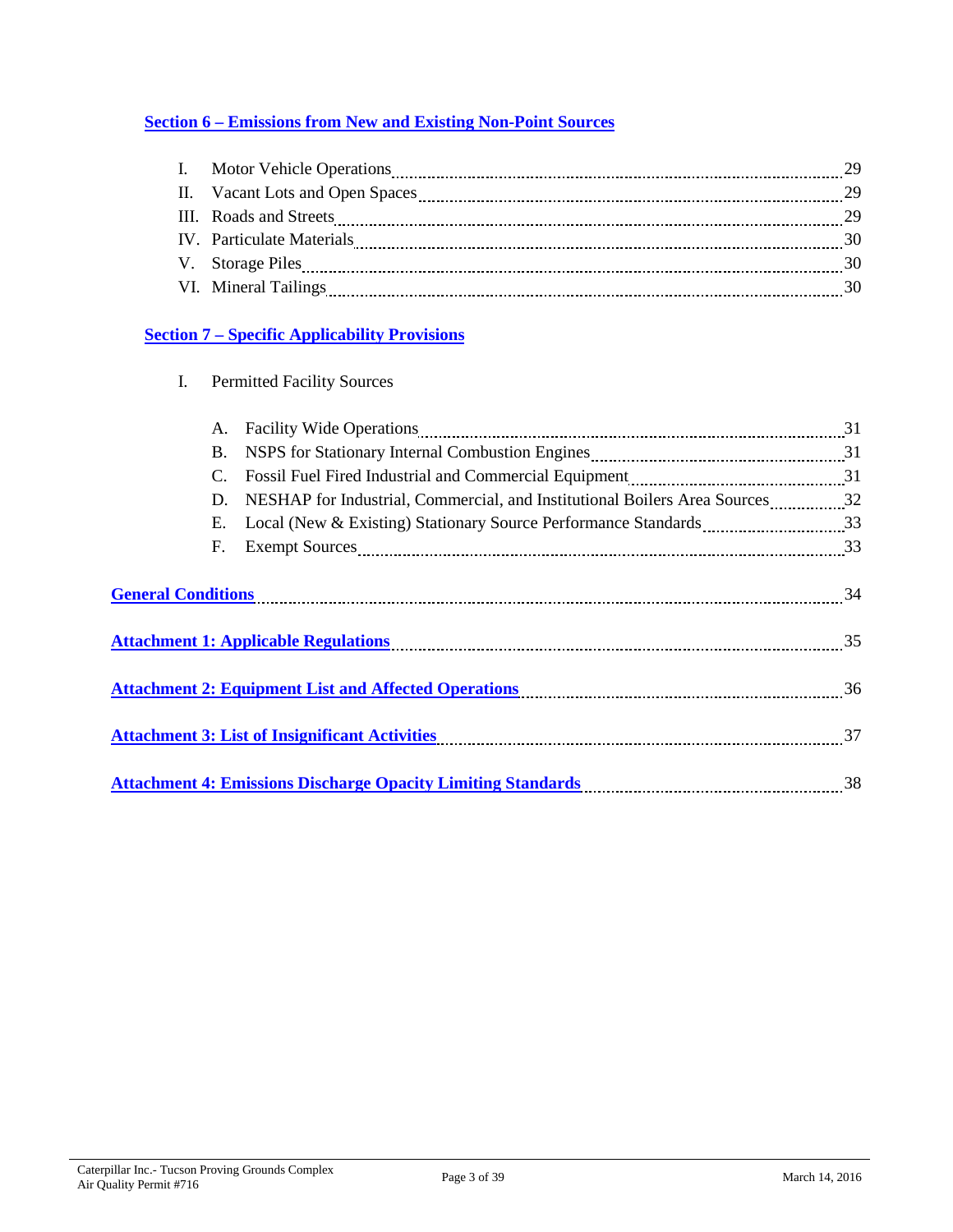**Section 6 – Emissions from New and Existing Non-Point Sources**

I. Motor Vehicle Operations ........ 29
II. Vacant Lots and Open Spaces ........ 29
III. Roads and Streets ........ 29
IV. Particulate Materials ........ 30
V. Storage Piles ........ 30
VI. Mineral Tailings ........ 30

**Section 7 – Specific Applicability Provisions**

I. Permitted Facility Sources

A. Facility Wide Operations ........ 31
B. NSPS for Stationary Internal Combustion Engines ........ 31
C. Fossil Fuel Fired Industrial and Commercial Equipment ........ 31
D. NESHAP for Industrial, Commercial, and Institutional Boilers Area Sources ........ 32
E. Local (New & Existing) Stationary Source Performance Standards ........ 33
F. Exempt Sources ........ 33

**General Conditions** ........ 34

**Attachment 1: Applicable Regulations** ........ 35

**Attachment 2: Equipment List and Affected Operations** ........ 36

**Attachment 3: List of Insignificant Activities** ........ 37

**Attachment 4: Emissions Discharge Opacity Limiting Standards** ........ 38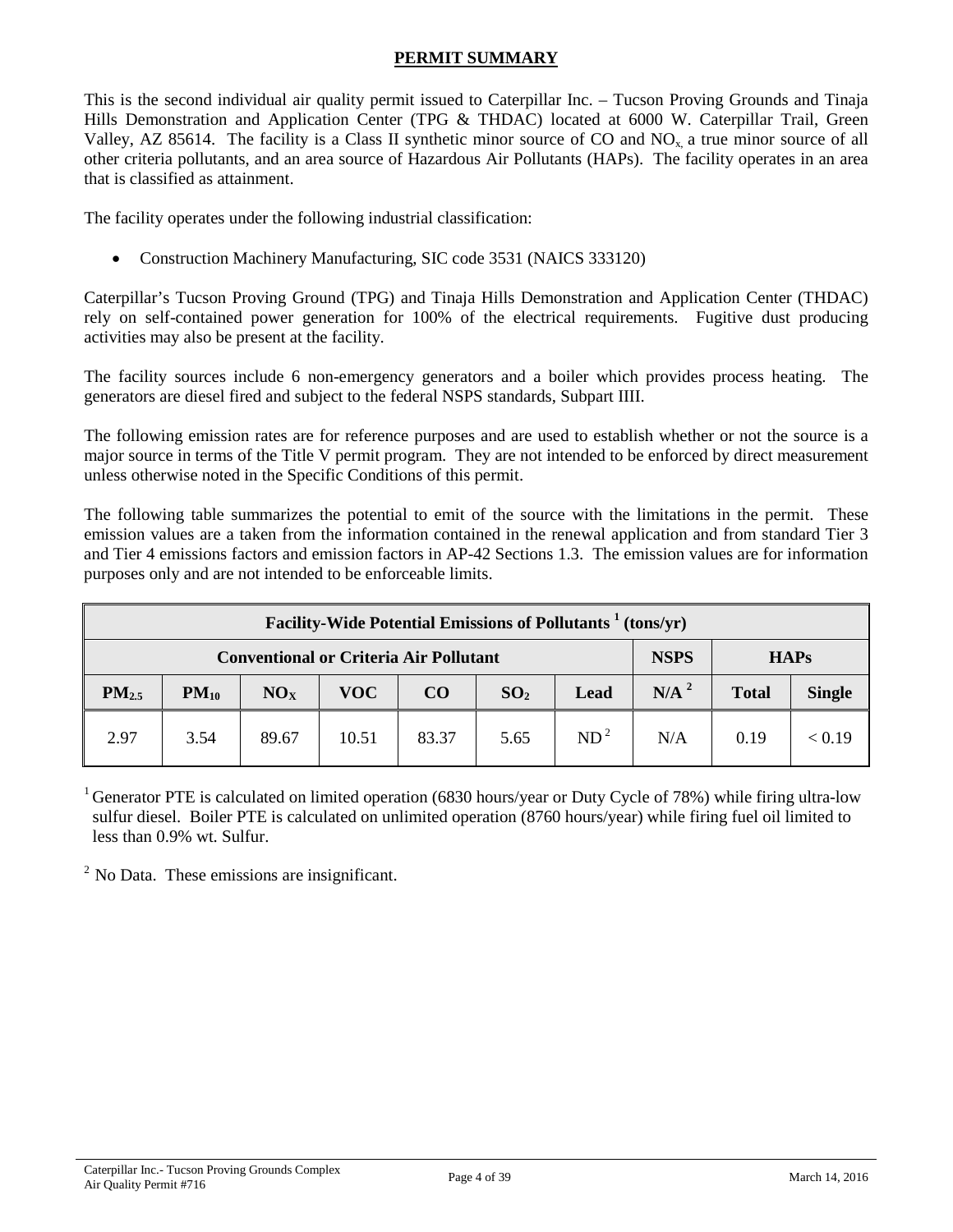## PERMIT SUMMARY

This is the second individual air quality permit issued to Caterpillar Inc. – Tucson Proving Grounds and Tinaja Hills Demonstration and Application Center (TPG & THDAC) located at 6000 W. Caterpillar Trail, Green Valley, AZ 85614. The facility is a Class II synthetic minor source of CO and $NO_x$, a true minor source of all other criteria pollutants, and an area source of Hazardous Air Pollutants (HAPs). The facility operates in an area that is classified as attainment.

The facility operates under the following industrial classification:

- Construction Machinery Manufacturing, SIC code 3531 (NAICS 333120)

Caterpillar's Tucson Proving Ground (TPG) and Tinaja Hills Demonstration and Application Center (THDAC) rely on self-contained power generation for 100% of the electrical requirements. Fugitive dust producing activities may also be present at the facility.

The facility sources include 6 non-emergency generators and a boiler which provides process heating. The generators are diesel fired and subject to the federal NSPS standards, Subpart IIII.

The following emission rates are for reference purposes and are used to establish whether or not the source is a major source in terms of the Title V permit program. They are not intended to be enforced by direct measurement unless otherwise noted in the Specific Conditions of this permit.

The following table summarizes the potential to emit of the source with the limitations in the permit. These emission values are a taken from the information contained in the renewal application and from standard Tier 3 and Tier 4 emissions factors and emission factors in AP-42 Sections 1.3. The emission values are for information purposes only and are not intended to be enforceable limits.

| Facility-Wide Potential Emissions of Pollutants [1] (tons/yr) | | | | | | | | | |
|---|---|---|---|---|---|---|---|---|---|
| Conventional or Criteria Air Pollutant | | | | | | | NSPS | HAPs | |
| $PM_{2.5}$ | $PM_{10}$ | $NO_X$ | VOC | CO | $SO_2$ | Lead | N/A [2] | Total | Single |
| 2.97 | 3.54 | 89.67 | 10.51 | 83.37 | 5.65 | ND [2] | N/A | 0.19 | < 0.19 |

[1] Generator PTE is calculated on limited operation (6830 hours/year or Duty Cycle of 78%) while firing ultra-low sulfur diesel. Boiler PTE is calculated on unlimited operation (8760 hours/year) while firing fuel oil limited to less than 0.9% wt. Sulfur.

[2] No Data. These emissions are insignificant.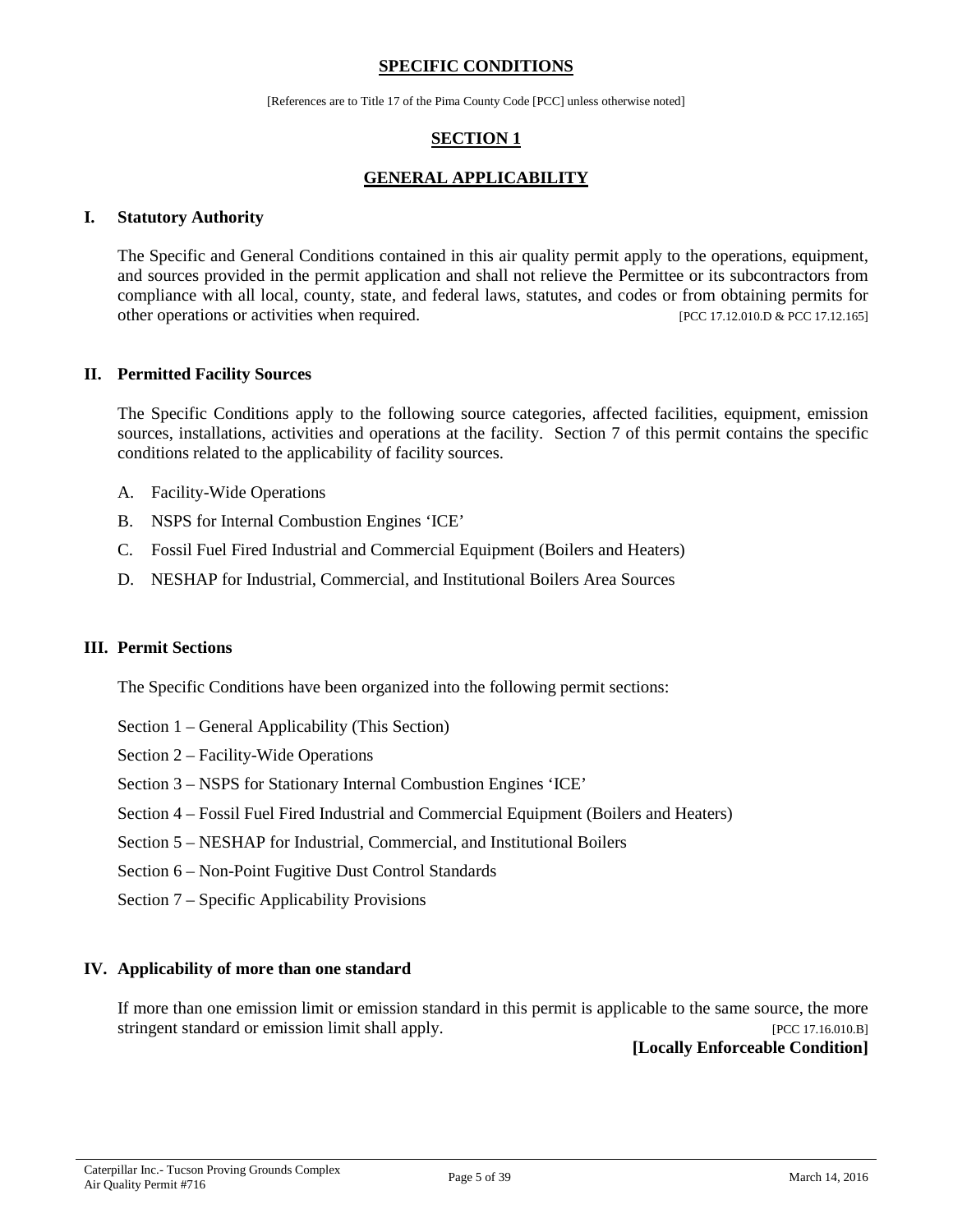## SPECIFIC CONDITIONS

[References are to Title 17 of the Pima County Code [PCC] unless otherwise noted]

## SECTION 1

## GENERAL APPLICABILITY

### I. Statutory Authority

The Specific and General Conditions contained in this air quality permit apply to the operations, equipment, and sources provided in the permit application and shall not relieve the Permittee or its subcontractors from compliance with all local, county, state, and federal laws, statutes, and codes or from obtaining permits for other operations or activities when required. [PCC 17.12.010.D & PCC 17.12.165]

### II. Permitted Facility Sources

The Specific Conditions apply to the following source categories, affected facilities, equipment, emission sources, installations, activities and operations at the facility. Section 7 of this permit contains the specific conditions related to the applicability of facility sources.

A. Facility-Wide Operations

B. NSPS for Internal Combustion Engines 'ICE'

C. Fossil Fuel Fired Industrial and Commercial Equipment (Boilers and Heaters)

D. NESHAP for Industrial, Commercial, and Institutional Boilers Area Sources

### III. Permit Sections

The Specific Conditions have been organized into the following permit sections:

Section 1 – General Applicability (This Section)

Section 2 – Facility-Wide Operations

Section 3 – NSPS for Stationary Internal Combustion Engines 'ICE'

Section 4 – Fossil Fuel Fired Industrial and Commercial Equipment (Boilers and Heaters)

Section 5 – NESHAP for Industrial, Commercial, and Institutional Boilers

Section 6 – Non-Point Fugitive Dust Control Standards

Section 7 – Specific Applicability Provisions

### IV. Applicability of more than one standard

If more than one emission limit or emission standard in this permit is applicable to the same source, the more stringent standard or emission limit shall apply. [PCC 17.16.010.B]

**[Locally Enforceable Condition]**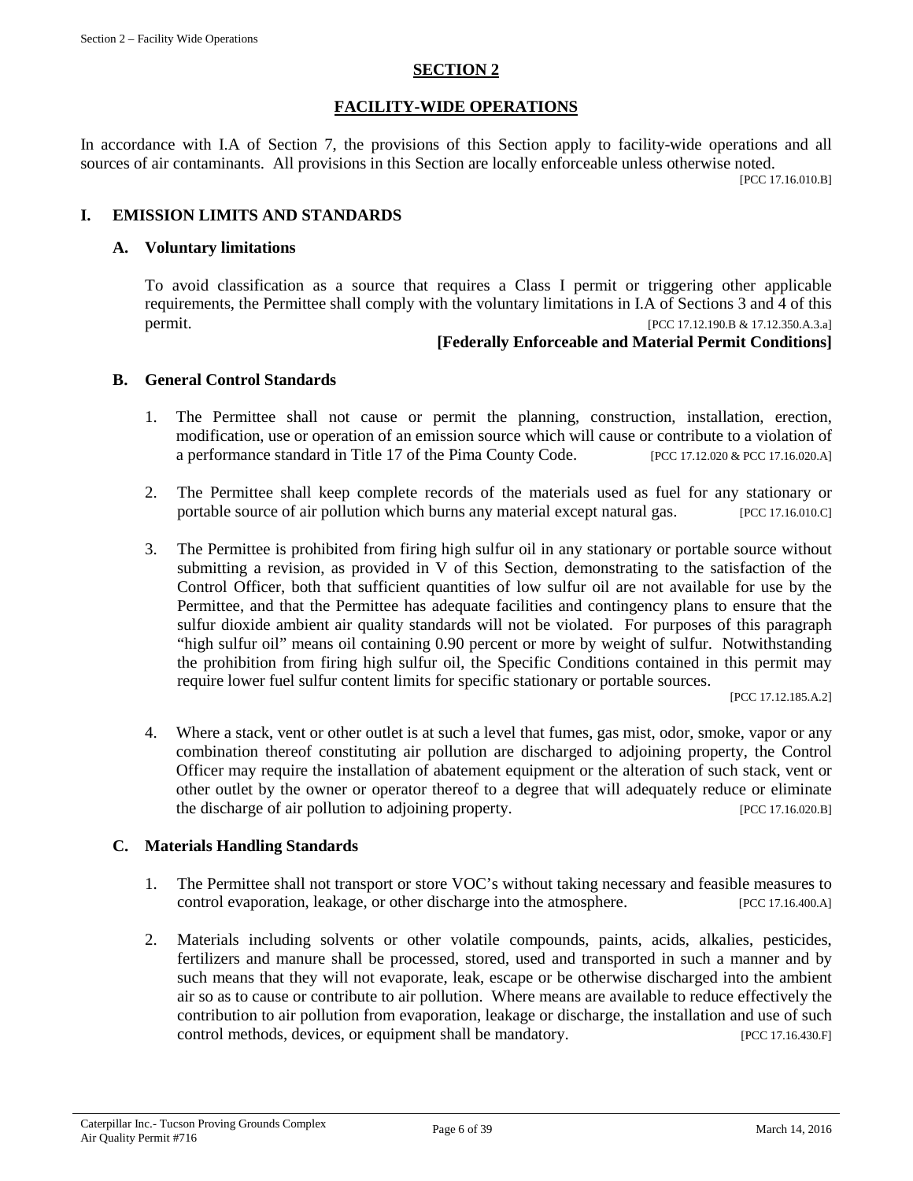# SECTION 2

## FACILITY-WIDE OPERATIONS

In accordance with I.A of Section 7, the provisions of this Section apply to facility-wide operations and all sources of air contaminants. All provisions in this Section are locally enforceable unless otherwise noted.

[PCC 17.16.010.B]

### I. EMISSION LIMITS AND STANDARDS

#### A. Voluntary limitations

To avoid classification as a source that requires a Class I permit or triggering other applicable requirements, the Permittee shall comply with the voluntary limitations in I.A of Sections 3 and 4 of this permit. [PCC 17.12.190.B & 17.12.350.A.3.a]

**[Federally Enforceable and Material Permit Conditions]**

#### B. General Control Standards

1. The Permittee shall not cause or permit the planning, construction, installation, erection, modification, use or operation of an emission source which will cause or contribute to a violation of a performance standard in Title 17 of the Pima County Code. [PCC 17.12.020 & PCC 17.16.020.A]

2. The Permittee shall keep complete records of the materials used as fuel for any stationary or portable source of air pollution which burns any material except natural gas. [PCC 17.16.010.C]

3. The Permittee is prohibited from firing high sulfur oil in any stationary or portable source without submitting a revision, as provided in V of this Section, demonstrating to the satisfaction of the Control Officer, both that sufficient quantities of low sulfur oil are not available for use by the Permittee, and that the Permittee has adequate facilities and contingency plans to ensure that the sulfur dioxide ambient air quality standards will not be violated. For purposes of this paragraph "high sulfur oil" means oil containing 0.90 percent or more by weight of sulfur. Notwithstanding the prohibition from firing high sulfur oil, the Specific Conditions contained in this permit may require lower fuel sulfur content limits for specific stationary or portable sources.

   [PCC 17.12.185.A.2]

4. Where a stack, vent or other outlet is at such a level that fumes, gas mist, odor, smoke, vapor or any combination thereof constituting air pollution are discharged to adjoining property, the Control Officer may require the installation of abatement equipment or the alteration of such stack, vent or other outlet by the owner or operator thereof to a degree that will adequately reduce or eliminate the discharge of air pollution to adjoining property. [PCC 17.16.020.B]

#### C. Materials Handling Standards

1. The Permittee shall not transport or store VOC's without taking necessary and feasible measures to control evaporation, leakage, or other discharge into the atmosphere. [PCC 17.16.400.A]

2. Materials including solvents or other volatile compounds, paints, acids, alkalies, pesticides, fertilizers and manure shall be processed, stored, used and transported in such a manner and by such means that they will not evaporate, leak, escape or be otherwise discharged into the ambient air so as to cause or contribute to air pollution. Where means are available to reduce effectively the contribution to air pollution from evaporation, leakage or discharge, the installation and use of such control methods, devices, or equipment shall be mandatory. [PCC 17.16.430.F]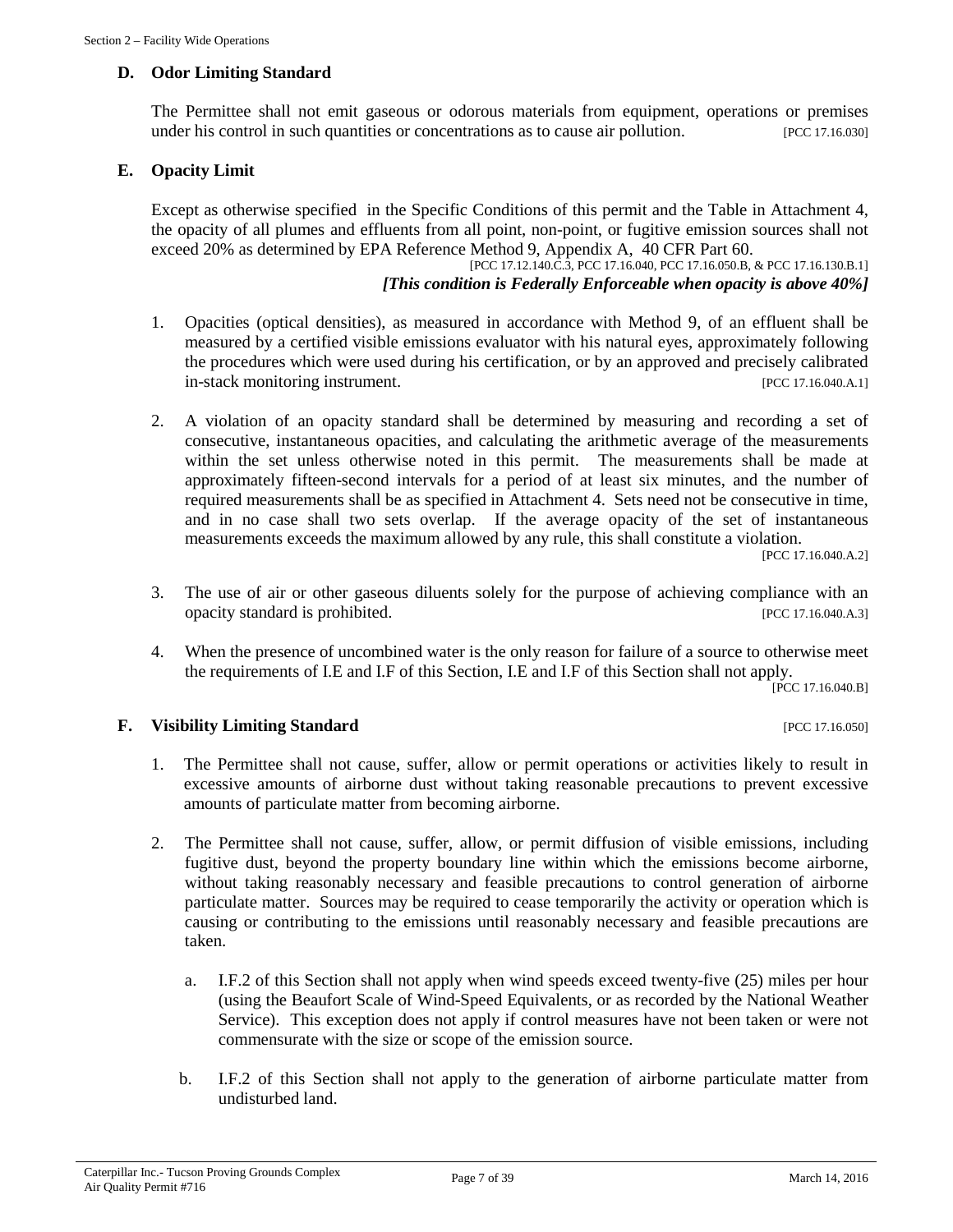### D. Odor Limiting Standard

The Permittee shall not emit gaseous or odorous materials from equipment, operations or premises under his control in such quantities or concentrations as to cause air pollution. [PCC 17.16.030]

### E. Opacity Limit

Except as otherwise specified in the Specific Conditions of this permit and the Table in Attachment 4, the opacity of all plumes and effluents from all point, non-point, or fugitive emission sources shall not exceed 20% as determined by EPA Reference Method 9, Appendix A, 40 CFR Part 60.

[PCC 17.12.140.C.3, PCC 17.16.040, PCC 17.16.050.B, & PCC 17.16.130.B.1]

***[This condition is Federally Enforceable when opacity is above 40%]***

1. Opacities (optical densities), as measured in accordance with Method 9, of an effluent shall be measured by a certified visible emissions evaluator with his natural eyes, approximately following the procedures which were used during his certification, or by an approved and precisely calibrated in-stack monitoring instrument. [PCC 17.16.040.A.1]

2. A violation of an opacity standard shall be determined by measuring and recording a set of consecutive, instantaneous opacities, and calculating the arithmetic average of the measurements within the set unless otherwise noted in this permit. The measurements shall be made at approximately fifteen-second intervals for a period of at least six minutes, and the number of required measurements shall be as specified in Attachment 4. Sets need not be consecutive in time, and in no case shall two sets overlap. If the average opacity of the set of instantaneous measurements exceeds the maximum allowed by any rule, this shall constitute a violation. [PCC 17.16.040.A.2]

3. The use of air or other gaseous diluents solely for the purpose of achieving compliance with an opacity standard is prohibited. [PCC 17.16.040.A.3]

4. When the presence of uncombined water is the only reason for failure of a source to otherwise meet the requirements of I.E and I.F of this Section, I.E and I.F of this Section shall not apply. [PCC 17.16.040.B]

### F. Visibility Limiting Standard [PCC 17.16.050]

1. The Permittee shall not cause, suffer, allow or permit operations or activities likely to result in excessive amounts of airborne dust without taking reasonable precautions to prevent excessive amounts of particulate matter from becoming airborne.

2. The Permittee shall not cause, suffer, allow, or permit diffusion of visible emissions, including fugitive dust, beyond the property boundary line within which the emissions become airborne, without taking reasonably necessary and feasible precautions to control generation of airborne particulate matter. Sources may be required to cease temporarily the activity or operation which is causing or contributing to the emissions until reasonably necessary and feasible precautions are taken.

   a. I.F.2 of this Section shall not apply when wind speeds exceed twenty-five (25) miles per hour (using the Beaufort Scale of Wind-Speed Equivalents, or as recorded by the National Weather Service). This exception does not apply if control measures have not been taken or were not commensurate with the size or scope of the emission source.

   b. I.F.2 of this Section shall not apply to the generation of airborne particulate matter from undisturbed land.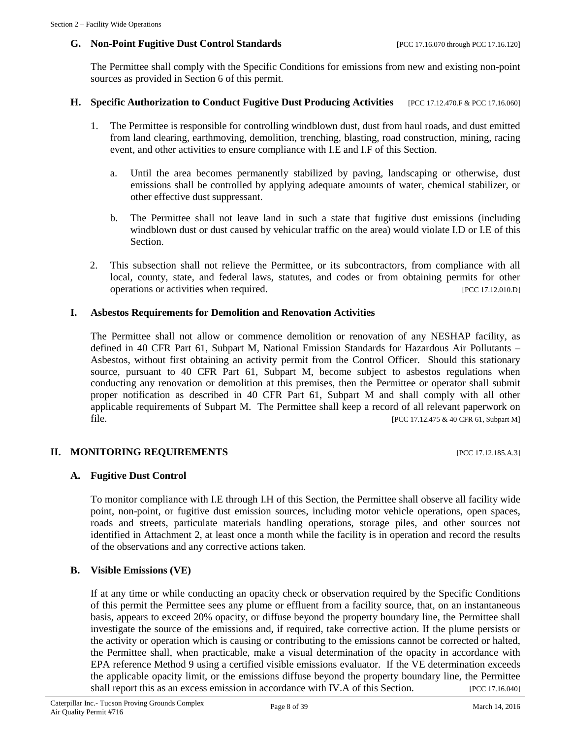### G. Non-Point Fugitive Dust Control Standards [PCC 17.16.070 through PCC 17.16.120]

The Permittee shall comply with the Specific Conditions for emissions from new and existing non-point sources as provided in Section 6 of this permit.

### H. Specific Authorization to Conduct Fugitive Dust Producing Activities [PCC 17.12.470.F & PCC 17.16.060]

1. The Permittee is responsible for controlling windblown dust, dust from haul roads, and dust emitted from land clearing, earthmoving, demolition, trenching, blasting, road construction, mining, racing event, and other activities to ensure compliance with I.E and I.F of this Section.

   a. Until the area becomes permanently stabilized by paving, landscaping or otherwise, dust emissions shall be controlled by applying adequate amounts of water, chemical stabilizer, or other effective dust suppressant.

   b. The Permittee shall not leave land in such a state that fugitive dust emissions (including windblown dust or dust caused by vehicular traffic on the area) would violate I.D or I.E of this Section.

2. This subsection shall not relieve the Permittee, or its subcontractors, from compliance with all local, county, state, and federal laws, statutes, and codes or from obtaining permits for other operations or activities when required. [PCC 17.12.010.D]

### I. Asbestos Requirements for Demolition and Renovation Activities

The Permittee shall not allow or commence demolition or renovation of any NESHAP facility, as defined in 40 CFR Part 61, Subpart M, National Emission Standards for Hazardous Air Pollutants – Asbestos, without first obtaining an activity permit from the Control Officer. Should this stationary source, pursuant to 40 CFR Part 61, Subpart M, become subject to asbestos regulations when conducting any renovation or demolition at this premises, then the Permittee or operator shall submit proper notification as described in 40 CFR Part 61, Subpart M and shall comply with all other applicable requirements of Subpart M. The Permittee shall keep a record of all relevant paperwork on file. [PCC 17.12.475 & 40 CFR 61, Subpart M]

## II. MONITORING REQUIREMENTS [PCC 17.12.185.A.3]

### A. Fugitive Dust Control

To monitor compliance with I.E through I.H of this Section, the Permittee shall observe all facility wide point, non-point, or fugitive dust emission sources, including motor vehicle operations, open spaces, roads and streets, particulate materials handling operations, storage piles, and other sources not identified in Attachment 2, at least once a month while the facility is in operation and record the results of the observations and any corrective actions taken.

### B. Visible Emissions (VE)

If at any time or while conducting an opacity check or observation required by the Specific Conditions of this permit the Permittee sees any plume or effluent from a facility source, that, on an instantaneous basis, appears to exceed 20% opacity, or diffuse beyond the property boundary line, the Permittee shall investigate the source of the emissions and, if required, take corrective action. If the plume persists or the activity or operation which is causing or contributing to the emissions cannot be corrected or halted, the Permittee shall, when practicable, make a visual determination of the opacity in accordance with EPA reference Method 9 using a certified visible emissions evaluator. If the VE determination exceeds the applicable opacity limit, or the emissions diffuse beyond the property boundary line, the Permittee shall report this as an excess emission in accordance with IV.A of this Section. [PCC 17.16.040]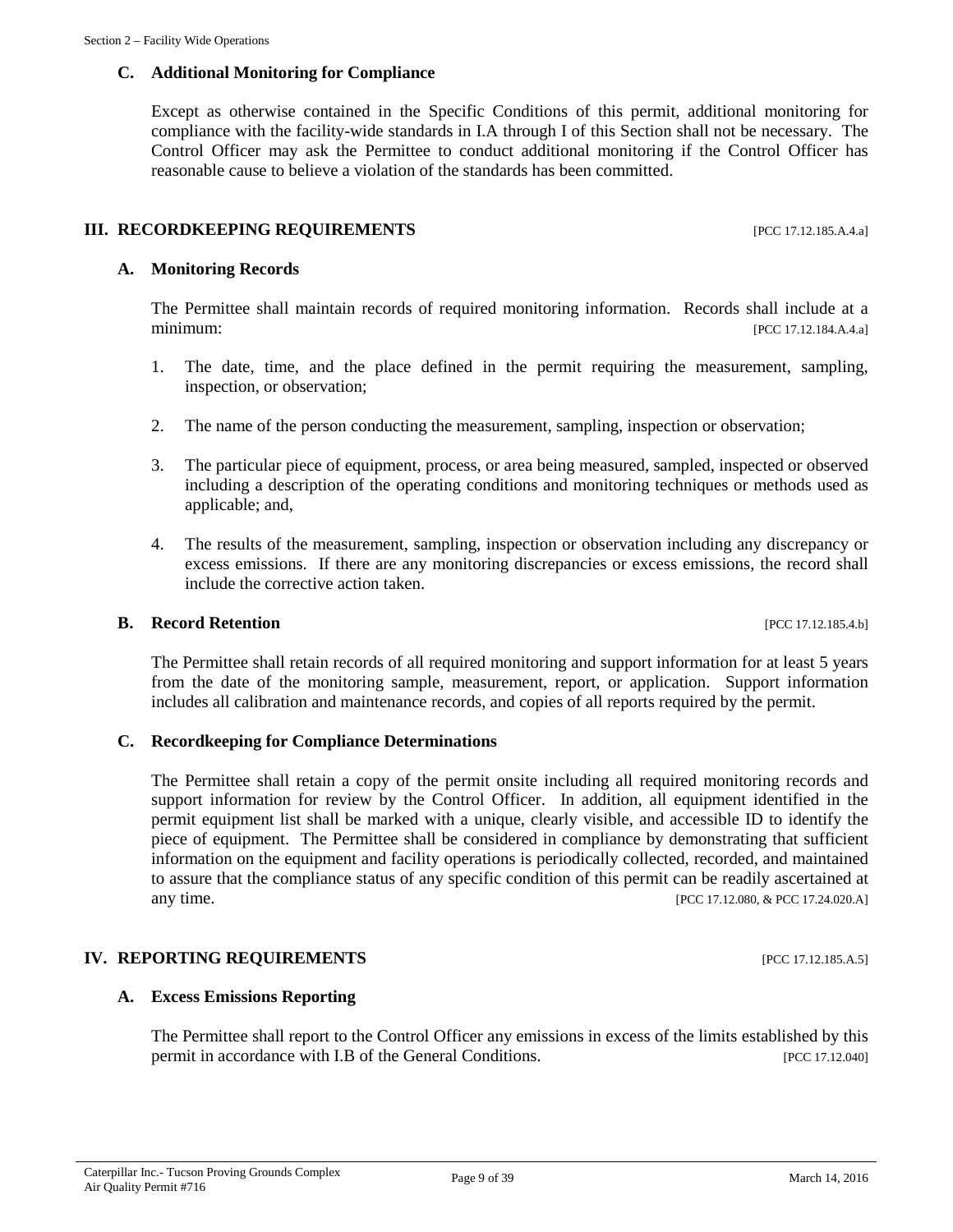### C. Additional Monitoring for Compliance

Except as otherwise contained in the Specific Conditions of this permit, additional monitoring for compliance with the facility-wide standards in I.A through I of this Section shall not be necessary. The Control Officer may ask the Permittee to conduct additional monitoring if the Control Officer has reasonable cause to believe a violation of the standards has been committed.

## III. RECORDKEEPING REQUIREMENTS [PCC 17.12.185.A.4.a]

### A. Monitoring Records

The Permittee shall maintain records of required monitoring information. Records shall include at a minimum: [PCC 17.12.184.A.4.a]

1. The date, time, and the place defined in the permit requiring the measurement, sampling, inspection, or observation;
2. The name of the person conducting the measurement, sampling, inspection or observation;
3. The particular piece of equipment, process, or area being measured, sampled, inspected or observed including a description of the operating conditions and monitoring techniques or methods used as applicable; and,
4. The results of the measurement, sampling, inspection or observation including any discrepancy or excess emissions. If there are any monitoring discrepancies or excess emissions, the record shall include the corrective action taken.

### B. Record Retention [PCC 17.12.185.4.b]

The Permittee shall retain records of all required monitoring and support information for at least 5 years from the date of the monitoring sample, measurement, report, or application. Support information includes all calibration and maintenance records, and copies of all reports required by the permit.

### C. Recordkeeping for Compliance Determinations

The Permittee shall retain a copy of the permit onsite including all required monitoring records and support information for review by the Control Officer. In addition, all equipment identified in the permit equipment list shall be marked with a unique, clearly visible, and accessible ID to identify the piece of equipment. The Permittee shall be considered in compliance by demonstrating that sufficient information on the equipment and facility operations is periodically collected, recorded, and maintained to assure that the compliance status of any specific condition of this permit can be readily ascertained at any time. [PCC 17.12.080, & PCC 17.24.020.A]

## IV. REPORTING REQUIREMENTS [PCC 17.12.185.A.5]

### A. Excess Emissions Reporting

The Permittee shall report to the Control Officer any emissions in excess of the limits established by this permit in accordance with I.B of the General Conditions. [PCC 17.12.040]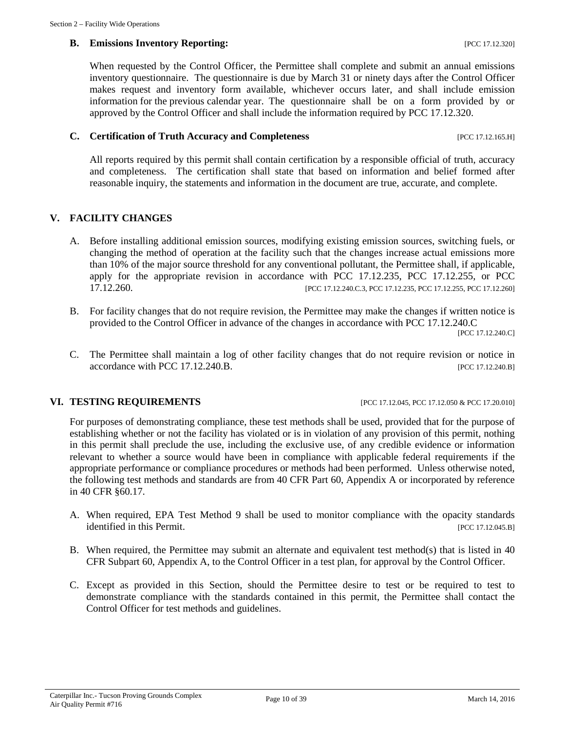### B. Emissions Inventory Reporting: [PCC 17.12.320]

When requested by the Control Officer, the Permittee shall complete and submit an annual emissions inventory questionnaire. The questionnaire is due by March 31 or ninety days after the Control Officer makes request and inventory form available, whichever occurs later, and shall include emission information for the previous calendar year. The questionnaire shall be on a form provided by or approved by the Control Officer and shall include the information required by PCC 17.12.320.

### C. Certification of Truth Accuracy and Completeness [PCC 17.12.165.H]

All reports required by this permit shall contain certification by a responsible official of truth, accuracy and completeness. The certification shall state that based on information and belief formed after reasonable inquiry, the statements and information in the document are true, accurate, and complete.

## V. FACILITY CHANGES

A. Before installing additional emission sources, modifying existing emission sources, switching fuels, or changing the method of operation at the facility such that the changes increase actual emissions more than 10% of the major source threshold for any conventional pollutant, the Permittee shall, if applicable, apply for the appropriate revision in accordance with PCC 17.12.235, PCC 17.12.255, or PCC 17.12.260. [PCC 17.12.240.C.3, PCC 17.12.235, PCC 17.12.255, PCC 17.12.260]

B. For facility changes that do not require revision, the Permittee may make the changes if written notice is provided to the Control Officer in advance of the changes in accordance with PCC 17.12.240.C [PCC 17.12.240.C]

C. The Permittee shall maintain a log of other facility changes that do not require revision or notice in accordance with PCC 17.12.240.B. [PCC 17.12.240.B]

## VI. TESTING REQUIREMENTS [PCC 17.12.045, PCC 17.12.050 & PCC 17.20.010]

For purposes of demonstrating compliance, these test methods shall be used, provided that for the purpose of establishing whether or not the facility has violated or is in violation of any provision of this permit, nothing in this permit shall preclude the use, including the exclusive use, of any credible evidence or information relevant to whether a source would have been in compliance with applicable federal requirements if the appropriate performance or compliance procedures or methods had been performed. Unless otherwise noted, the following test methods and standards are from 40 CFR Part 60, Appendix A or incorporated by reference in 40 CFR §60.17.

A. When required, EPA Test Method 9 shall be used to monitor compliance with the opacity standards identified in this Permit. [PCC 17.12.045.B]

B. When required, the Permittee may submit an alternate and equivalent test method(s) that is listed in 40 CFR Subpart 60, Appendix A, to the Control Officer in a test plan, for approval by the Control Officer.

C. Except as provided in this Section, should the Permittee desire to test or be required to test to demonstrate compliance with the standards contained in this permit, the Permittee shall contact the Control Officer for test methods and guidelines.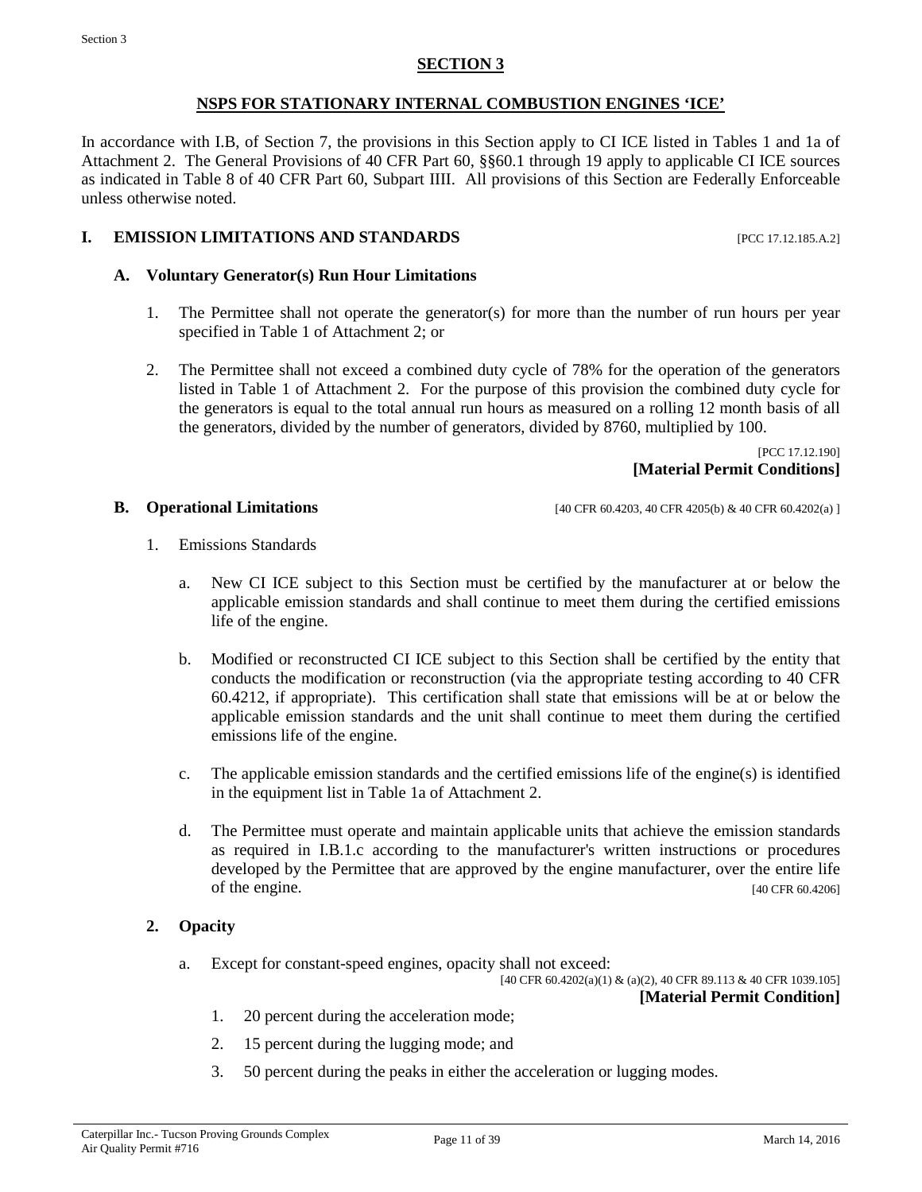# SECTION 3

## NSPS FOR STATIONARY INTERNAL COMBUSTION ENGINES 'ICE'

In accordance with I.B, of Section 7, the provisions in this Section apply to CI ICE listed in Tables 1 and 1a of Attachment 2. The General Provisions of 40 CFR Part 60, §§60.1 through 19 apply to applicable CI ICE sources as indicated in Table 8 of 40 CFR Part 60, Subpart IIII. All provisions of this Section are Federally Enforceable unless otherwise noted.

## I. EMISSION LIMITATIONS AND STANDARDS [PCC 17.12.185.A.2]

### A. Voluntary Generator(s) Run Hour Limitations

1. The Permittee shall not operate the generator(s) for more than the number of run hours per year specified in Table 1 of Attachment 2; or

2. The Permittee shall not exceed a combined duty cycle of 78% for the operation of the generators listed in Table 1 of Attachment 2. For the purpose of this provision the combined duty cycle for the generators is equal to the total annual run hours as measured on a rolling 12 month basis of all the generators, divided by the number of generators, divided by 8760, multiplied by 100.

[PCC 17.12.190]

**[Material Permit Conditions]**

### B. Operational Limitations [40 CFR 60.4203, 40 CFR 4205(b) & 40 CFR 60.4202(a) ]

1. Emissions Standards

   a. New CI ICE subject to this Section must be certified by the manufacturer at or below the applicable emission standards and shall continue to meet them during the certified emissions life of the engine.

   b. Modified or reconstructed CI ICE subject to this Section shall be certified by the entity that conducts the modification or reconstruction (via the appropriate testing according to 40 CFR 60.4212, if appropriate). This certification shall state that emissions will be at or below the applicable emission standards and the unit shall continue to meet them during the certified emissions life of the engine.

   c. The applicable emission standards and the certified emissions life of the engine(s) is identified in the equipment list in Table 1a of Attachment 2.

   d. The Permittee must operate and maintain applicable units that achieve the emission standards as required in I.B.1.c according to the manufacturer's written instructions or procedures developed by the Permittee that are approved by the engine manufacturer, over the entire life of the engine. [40 CFR 60.4206]

2. **Opacity**

   a. Except for constant-speed engines, opacity shall not exceed:

      [40 CFR 60.4202(a)(1) & (a)(2), 40 CFR 89.113 & 40 CFR 1039.105]

      **[Material Permit Condition]**

      1. 20 percent during the acceleration mode;
      2. 15 percent during the lugging mode; and
      3. 50 percent during the peaks in either the acceleration or lugging modes.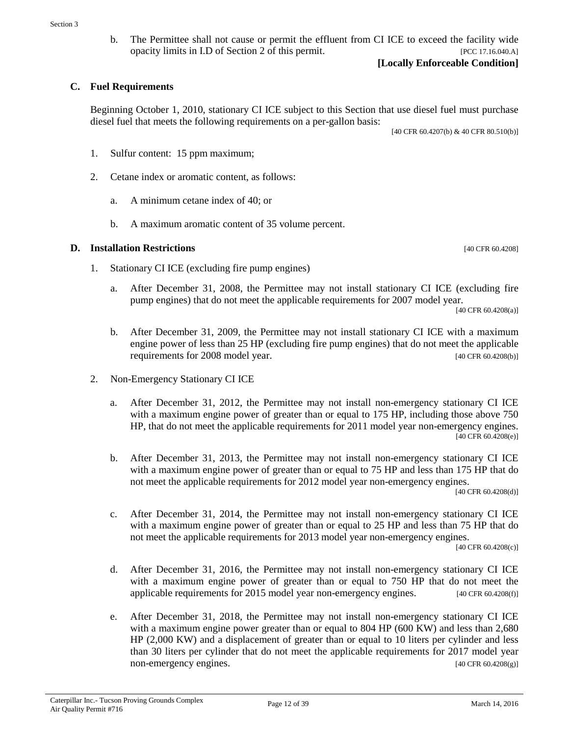b. The Permittee shall not cause or permit the effluent from CI ICE to exceed the facility wide opacity limits in I.D of Section 2 of this permit. [PCC 17.16.040.A]

**[Locally Enforceable Condition]**

### C. Fuel Requirements

Beginning October 1, 2010, stationary CI ICE subject to this Section that use diesel fuel must purchase diesel fuel that meets the following requirements on a per-gallon basis:

[40 CFR 60.4207(b) & 40 CFR 80.510(b)]

1. Sulfur content: 15 ppm maximum;

2. Cetane index or aromatic content, as follows:

   a. A minimum cetane index of 40; or

   b. A maximum aromatic content of 35 volume percent.

### D. Installation Restrictions [40 CFR 60.4208]

1. Stationary CI ICE (excluding fire pump engines)

   a. After December 31, 2008, the Permittee may not install stationary CI ICE (excluding fire pump engines) that do not meet the applicable requirements for 2007 model year. [40 CFR 60.4208(a)]

   b. After December 31, 2009, the Permittee may not install stationary CI ICE with a maximum engine power of less than 25 HP (excluding fire pump engines) that do not meet the applicable requirements for 2008 model year. [40 CFR 60.4208(b)]

2. Non-Emergency Stationary CI ICE

   a. After December 31, 2012, the Permittee may not install non-emergency stationary CI ICE with a maximum engine power of greater than or equal to 175 HP, including those above 750 HP, that do not meet the applicable requirements for 2011 model year non-emergency engines. [40 CFR 60.4208(e)]

   b. After December 31, 2013, the Permittee may not install non-emergency stationary CI ICE with a maximum engine power of greater than or equal to 75 HP and less than 175 HP that do not meet the applicable requirements for 2012 model year non-emergency engines. [40 CFR 60.4208(d)]

   c. After December 31, 2014, the Permittee may not install non-emergency stationary CI ICE with a maximum engine power of greater than or equal to 25 HP and less than 75 HP that do not meet the applicable requirements for 2013 model year non-emergency engines. [40 CFR 60.4208(c)]

   d. After December 31, 2016, the Permittee may not install non-emergency stationary CI ICE with a maximum engine power of greater than or equal to 750 HP that do not meet the applicable requirements for 2015 model year non-emergency engines. [40 CFR 60.4208(f)]

   e. After December 31, 2018, the Permittee may not install non-emergency stationary CI ICE with a maximum engine power greater than or equal to 804 HP (600 KW) and less than 2,680 HP (2,000 KW) and a displacement of greater than or equal to 10 liters per cylinder and less than 30 liters per cylinder that do not meet the applicable requirements for 2017 model year non-emergency engines. [40 CFR 60.4208(g)]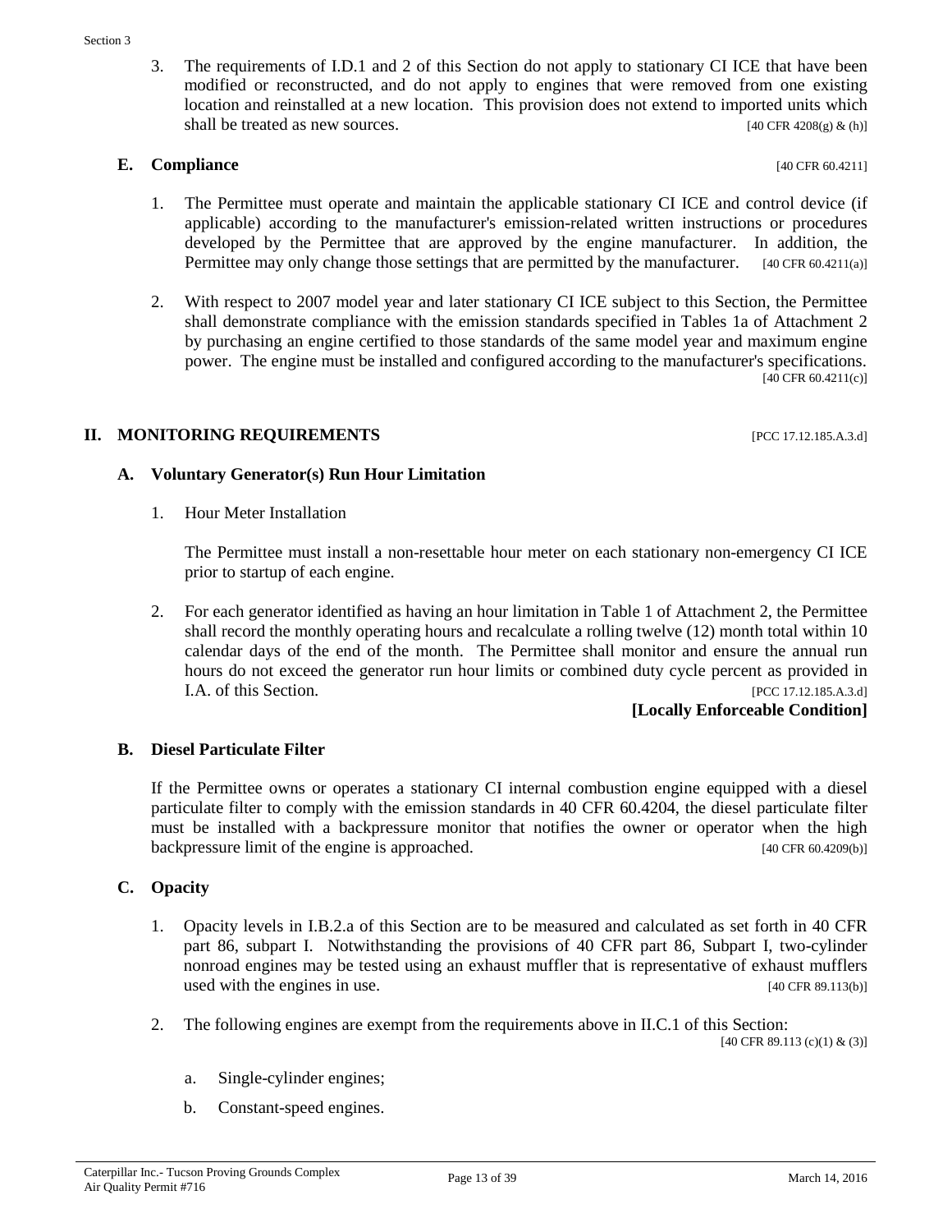3. The requirements of I.D.1 and 2 of this Section do not apply to stationary CI ICE that have been modified or reconstructed, and do not apply to engines that were removed from one existing location and reinstalled at a new location. This provision does not extend to imported units which shall be treated as new sources. [40 CFR 4208(g) & (h)]

### E. Compliance [40 CFR 60.4211]

1. The Permittee must operate and maintain the applicable stationary CI ICE and control device (if applicable) according to the manufacturer's emission-related written instructions or procedures developed by the Permittee that are approved by the engine manufacturer. In addition, the Permittee may only change those settings that are permitted by the manufacturer. [40 CFR 60.4211(a)]

2. With respect to 2007 model year and later stationary CI ICE subject to this Section, the Permittee shall demonstrate compliance with the emission standards specified in Tables 1a of Attachment 2 by purchasing an engine certified to those standards of the same model year and maximum engine power. The engine must be installed and configured according to the manufacturer's specifications. [40 CFR 60.4211(c)]

## II. MONITORING REQUIREMENTS [PCC 17.12.185.A.3.d]

### A. Voluntary Generator(s) Run Hour Limitation

1. Hour Meter Installation

   The Permittee must install a non-resettable hour meter on each stationary non-emergency CI ICE prior to startup of each engine.

2. For each generator identified as having an hour limitation in Table 1 of Attachment 2, the Permittee shall record the monthly operating hours and recalculate a rolling twelve (12) month total within 10 calendar days of the end of the month. The Permittee shall monitor and ensure the annual run hours do not exceed the generator run hour limits or combined duty cycle percent as provided in I.A. of this Section. [PCC 17.12.185.A.3.d]

   **[Locally Enforceable Condition]**

### B. Diesel Particulate Filter

If the Permittee owns or operates a stationary CI internal combustion engine equipped with a diesel particulate filter to comply with the emission standards in 40 CFR 60.4204, the diesel particulate filter must be installed with a backpressure monitor that notifies the owner or operator when the high backpressure limit of the engine is approached. [40 CFR 60.4209(b)]

### C. Opacity

1. Opacity levels in I.B.2.a of this Section are to be measured and calculated as set forth in 40 CFR part 86, subpart I. Notwithstanding the provisions of 40 CFR part 86, Subpart I, two-cylinder nonroad engines may be tested using an exhaust muffler that is representative of exhaust mufflers used with the engines in use. [40 CFR 89.113(b)]

2. The following engines are exempt from the requirements above in II.C.1 of this Section: [40 CFR 89.113 (c)(1) & (3)]

   a. Single-cylinder engines;

   b. Constant-speed engines.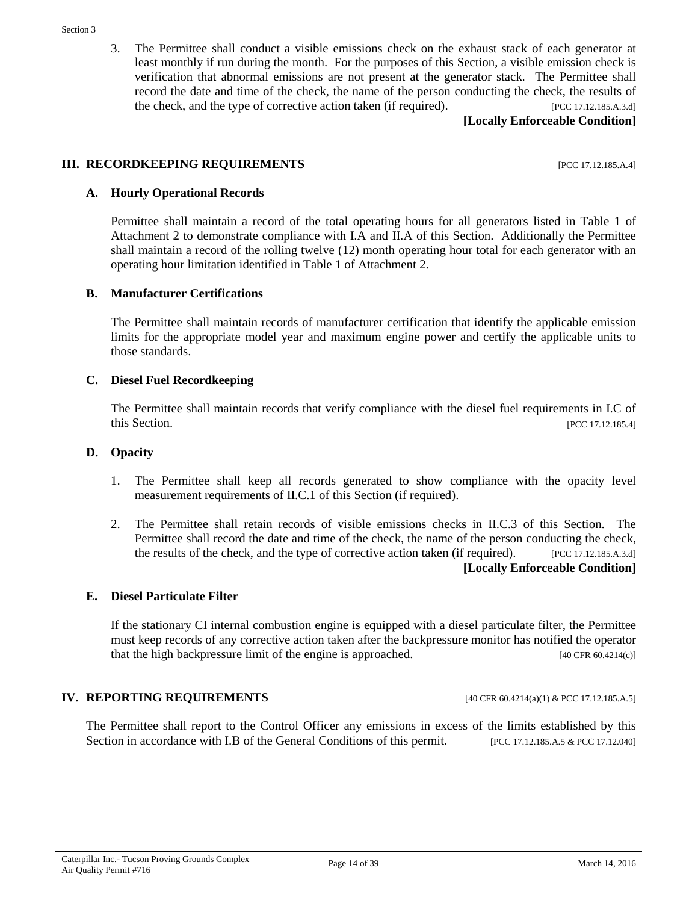3. The Permittee shall conduct a visible emissions check on the exhaust stack of each generator at least monthly if run during the month. For the purposes of this Section, a visible emission check is verification that abnormal emissions are not present at the generator stack. The Permittee shall record the date and time of the check, the name of the person conducting the check, the results of the check, and the type of corrective action taken (if required). [PCC 17.12.185.A.3.d]

**[Locally Enforceable Condition]**

## III. RECORDKEEPING REQUIREMENTS [PCC 17.12.185.A.4]

### A. Hourly Operational Records

Permittee shall maintain a record of the total operating hours for all generators listed in Table 1 of Attachment 2 to demonstrate compliance with I.A and II.A of this Section. Additionally the Permittee shall maintain a record of the rolling twelve (12) month operating hour total for each generator with an operating hour limitation identified in Table 1 of Attachment 2.

### B. Manufacturer Certifications

The Permittee shall maintain records of manufacturer certification that identify the applicable emission limits for the appropriate model year and maximum engine power and certify the applicable units to those standards.

### C. Diesel Fuel Recordkeeping

The Permittee shall maintain records that verify compliance with the diesel fuel requirements in I.C of this Section. [PCC 17.12.185.4]

### D. Opacity

1. The Permittee shall keep all records generated to show compliance with the opacity level measurement requirements of II.C.1 of this Section (if required).

2. The Permittee shall retain records of visible emissions checks in II.C.3 of this Section. The Permittee shall record the date and time of the check, the name of the person conducting the check, the results of the check, and the type of corrective action taken (if required). [PCC 17.12.185.A.3.d]

**[Locally Enforceable Condition]**

### E. Diesel Particulate Filter

If the stationary CI internal combustion engine is equipped with a diesel particulate filter, the Permittee must keep records of any corrective action taken after the backpressure monitor has notified the operator that the high backpressure limit of the engine is approached. [40 CFR 60.4214(c)]

## IV. REPORTING REQUIREMENTS [40 CFR 60.4214(a)(1) & PCC 17.12.185.A.5]

The Permittee shall report to the Control Officer any emissions in excess of the limits established by this Section in accordance with I.B of the General Conditions of this permit. [PCC 17.12.185.A.5 & PCC 17.12.040]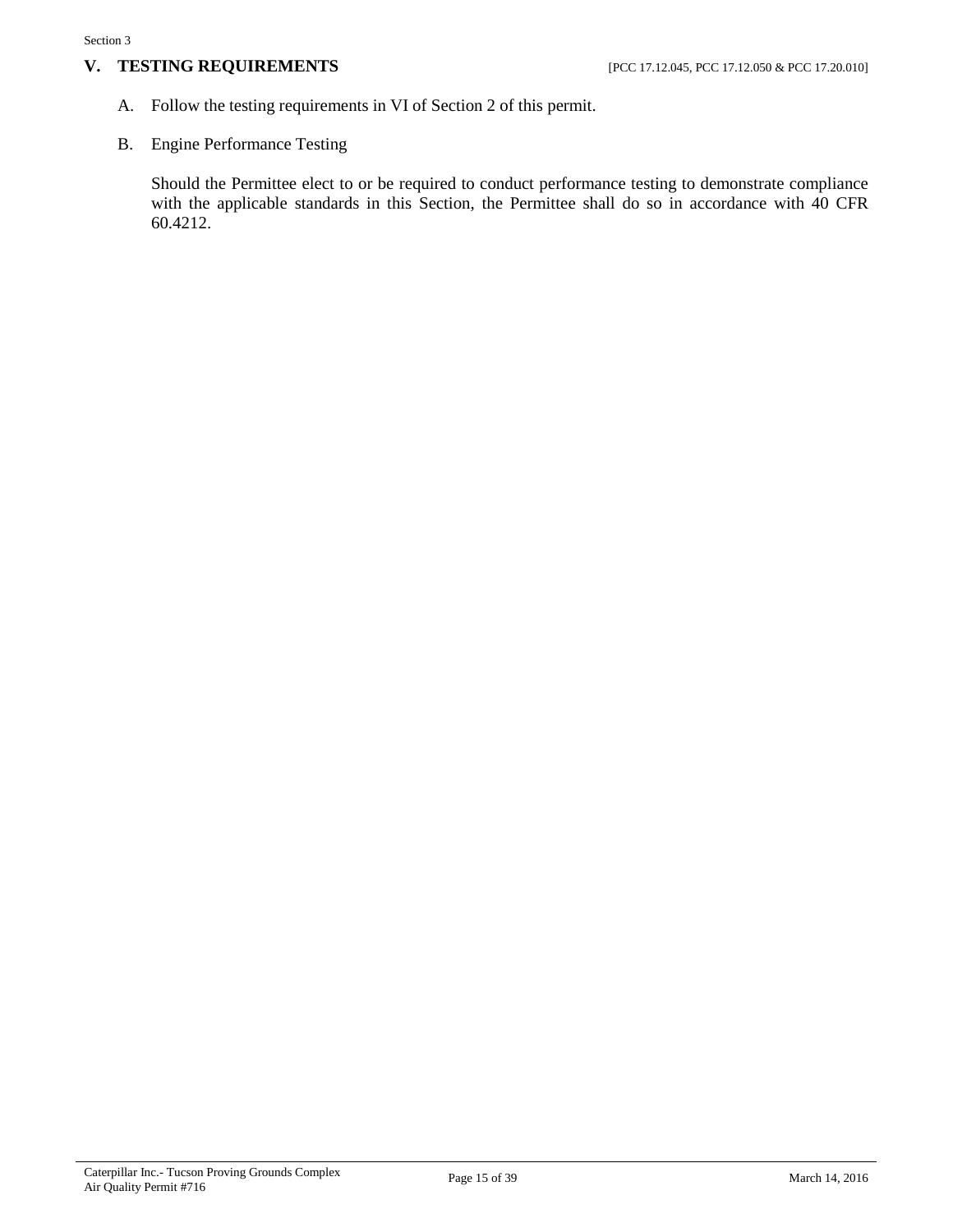## V. TESTING REQUIREMENTS [PCC 17.12.045, PCC 17.12.050 & PCC 17.20.010]

A. Follow the testing requirements in VI of Section 2 of this permit.

B. Engine Performance Testing

Should the Permittee elect to or be required to conduct performance testing to demonstrate compliance with the applicable standards in this Section, the Permittee shall do so in accordance with 40 CFR 60.4212.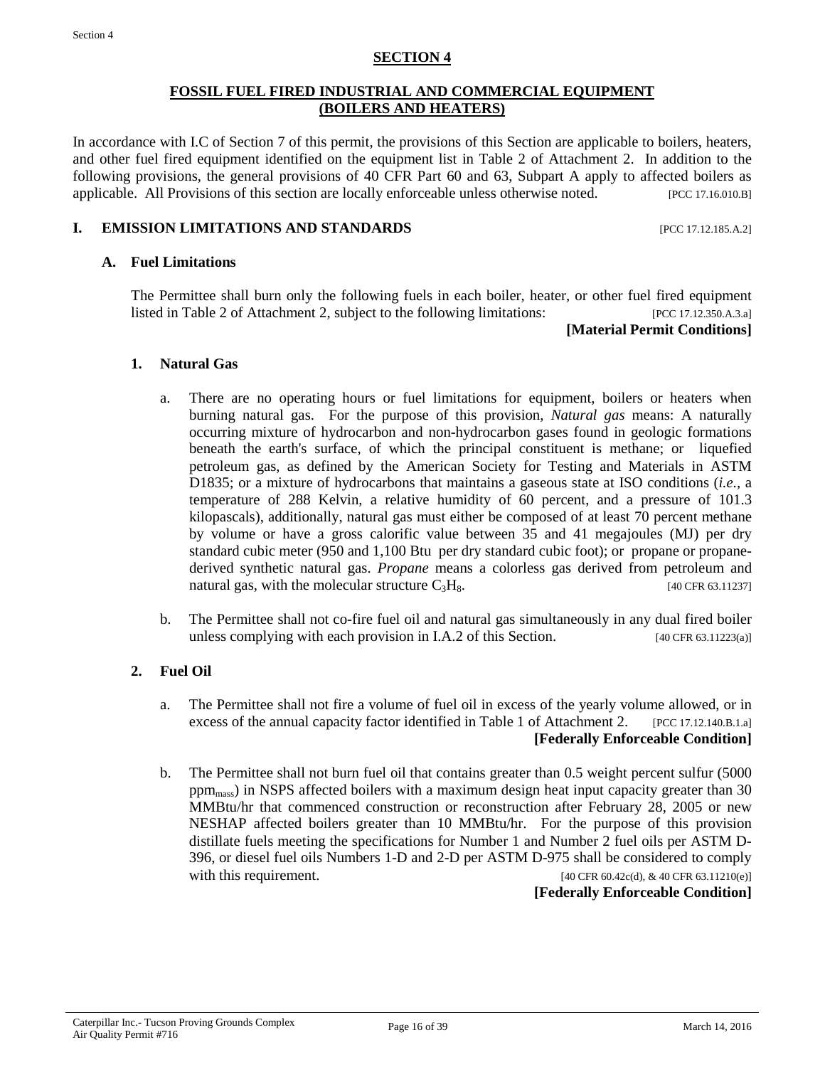# SECTION 4

## FOSSIL FUEL FIRED INDUSTRIAL AND COMMERCIAL EQUIPMENT (BOILERS AND HEATERS)

In accordance with I.C of Section 7 of this permit, the provisions of this Section are applicable to boilers, heaters, and other fuel fired equipment identified on the equipment list in Table 2 of Attachment 2. In addition to the following provisions, the general provisions of 40 CFR Part 60 and 63, Subpart A apply to affected boilers as applicable. All Provisions of this section are locally enforceable unless otherwise noted. [PCC 17.16.010.B]

### I. EMISSION LIMITATIONS AND STANDARDS [PCC 17.12.185.A.2]

#### A. Fuel Limitations

The Permittee shall burn only the following fuels in each boiler, heater, or other fuel fired equipment listed in Table 2 of Attachment 2, subject to the following limitations: [PCC 17.12.350.A.3.a]

**[Material Permit Conditions]**

##### 1. Natural Gas

a. There are no operating hours or fuel limitations for equipment, boilers or heaters when burning natural gas. For the purpose of this provision, *Natural gas* means: A naturally occurring mixture of hydrocarbon and non-hydrocarbon gases found in geologic formations beneath the earth's surface, of which the principal constituent is methane; or liquefied petroleum gas, as defined by the American Society for Testing and Materials in ASTM D1835; or a mixture of hydrocarbons that maintains a gaseous state at ISO conditions (*i.e.*, a temperature of 288 Kelvin, a relative humidity of 60 percent, and a pressure of 101.3 kilopascals), additionally, natural gas must either be composed of at least 70 percent methane by volume or have a gross calorific value between 35 and 41 megajoules (MJ) per dry standard cubic meter (950 and 1,100 Btu per dry standard cubic foot); or propane or propane-derived synthetic natural gas. *Propane* means a colorless gas derived from petroleum and natural gas, with the molecular structure $C_3H_8$. [40 CFR 63.11237]

b. The Permittee shall not co-fire fuel oil and natural gas simultaneously in any dual fired boiler unless complying with each provision in I.A.2 of this Section. [40 CFR 63.11223(a)]

##### 2. Fuel Oil

a. The Permittee shall not fire a volume of fuel oil in excess of the yearly volume allowed, or in excess of the annual capacity factor identified in Table 1 of Attachment 2. [PCC 17.12.140.B.1.a]

**[Federally Enforceable Condition]**

b. The Permittee shall not burn fuel oil that contains greater than 0.5 weight percent sulfur (5000 $ppm_{mass}$) in NSPS affected boilers with a maximum design heat input capacity greater than 30 MMBtu/hr that commenced construction or reconstruction after February 28, 2005 or new NESHAP affected boilers greater than 10 MMBtu/hr. For the purpose of this provision distillate fuels meeting the specifications for Number 1 and Number 2 fuel oils per ASTM D-396, or diesel fuel oils Numbers 1-D and 2-D per ASTM D-975 shall be considered to comply with this requirement. [40 CFR 60.42c(d), & 40 CFR 63.11210(e)]

**[Federally Enforceable Condition]**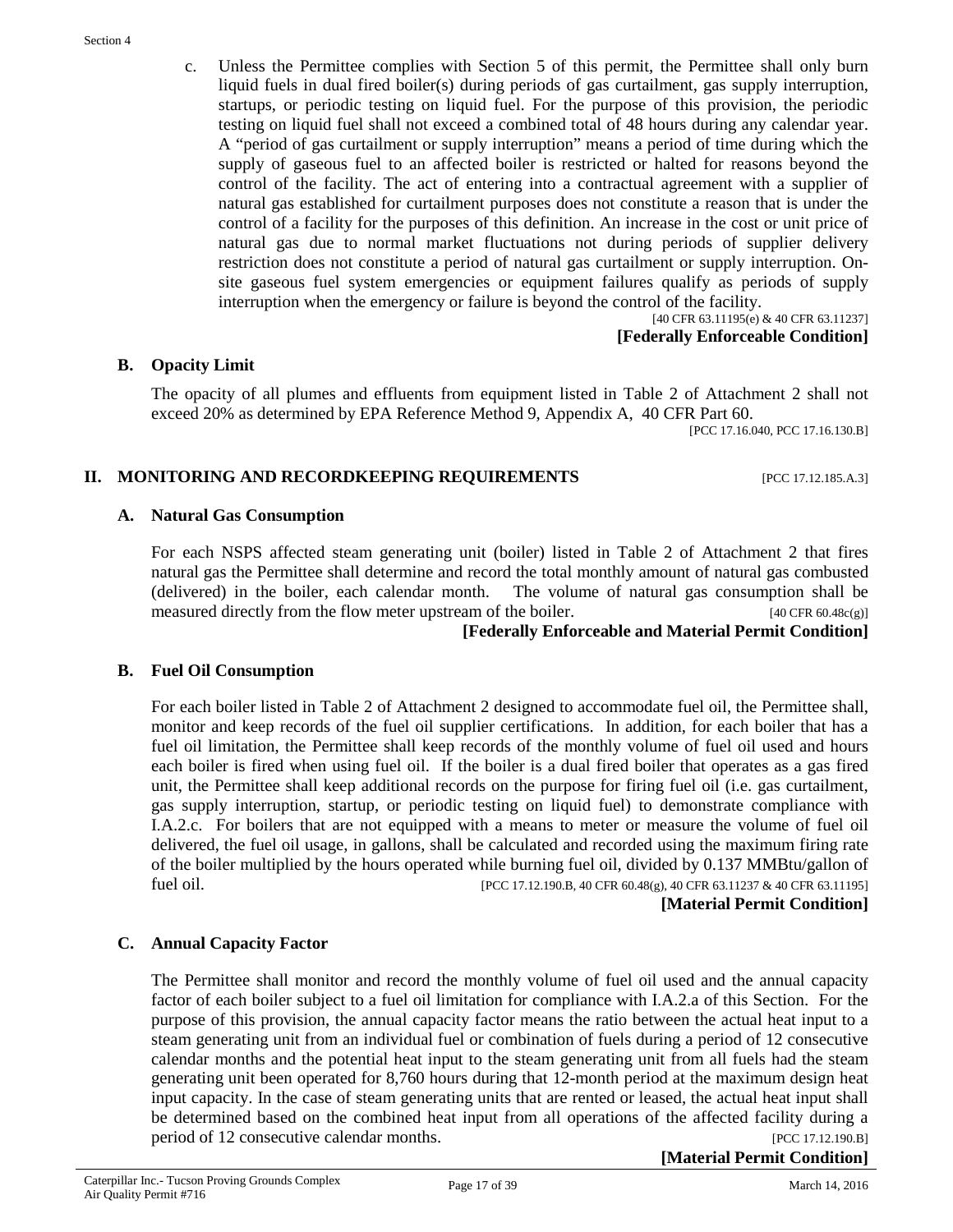c. Unless the Permittee complies with Section 5 of this permit, the Permittee shall only burn liquid fuels in dual fired boiler(s) during periods of gas curtailment, gas supply interruption, startups, or periodic testing on liquid fuel. For the purpose of this provision, the periodic testing on liquid fuel shall not exceed a combined total of 48 hours during any calendar year. A "period of gas curtailment or supply interruption" means a period of time during which the supply of gaseous fuel to an affected boiler is restricted or halted for reasons beyond the control of the facility. The act of entering into a contractual agreement with a supplier of natural gas established for curtailment purposes does not constitute a reason that is under the control of a facility for the purposes of this definition. An increase in the cost or unit price of natural gas due to normal market fluctuations not during periods of supplier delivery restriction does not constitute a period of natural gas curtailment or supply interruption. On-site gaseous fuel system emergencies or equipment failures qualify as periods of supply interruption when the emergency or failure is beyond the control of the facility.

[40 CFR 63.11195(e) & 40 CFR 63.11237]

**[Federally Enforceable Condition]**

### B. Opacity Limit

The opacity of all plumes and effluents from equipment listed in Table 2 of Attachment 2 shall not exceed 20% as determined by EPA Reference Method 9, Appendix A, 40 CFR Part 60.

[PCC 17.16.040, PCC 17.16.130.B]

## II. MONITORING AND RECORDKEEPING REQUIREMENTS [PCC 17.12.185.A.3]

### A. Natural Gas Consumption

For each NSPS affected steam generating unit (boiler) listed in Table 2 of Attachment 2 that fires natural gas the Permittee shall determine and record the total monthly amount of natural gas combusted (delivered) in the boiler, each calendar month. The volume of natural gas consumption shall be measured directly from the flow meter upstream of the boiler. [40 CFR 60.48c(g)]

**[Federally Enforceable and Material Permit Condition]**

### B. Fuel Oil Consumption

For each boiler listed in Table 2 of Attachment 2 designed to accommodate fuel oil, the Permittee shall, monitor and keep records of the fuel oil supplier certifications. In addition, for each boiler that has a fuel oil limitation, the Permittee shall keep records of the monthly volume of fuel oil used and hours each boiler is fired when using fuel oil. If the boiler is a dual fired boiler that operates as a gas fired unit, the Permittee shall keep additional records on the purpose for firing fuel oil (i.e. gas curtailment, gas supply interruption, startup, or periodic testing on liquid fuel) to demonstrate compliance with I.A.2.c. For boilers that are not equipped with a means to meter or measure the volume of fuel oil delivered, the fuel oil usage, in gallons, shall be calculated and recorded using the maximum firing rate of the boiler multiplied by the hours operated while burning fuel oil, divided by 0.137 MMBtu/gallon of fuel oil. [PCC 17.12.190.B, 40 CFR 60.48(g), 40 CFR 63.11237 & 40 CFR 63.11195]

**[Material Permit Condition]**

### C. Annual Capacity Factor

The Permittee shall monitor and record the monthly volume of fuel oil used and the annual capacity factor of each boiler subject to a fuel oil limitation for compliance with I.A.2.a of this Section. For the purpose of this provision, the annual capacity factor means the ratio between the actual heat input to a steam generating unit from an individual fuel or combination of fuels during a period of 12 consecutive calendar months and the potential heat input to the steam generating unit from all fuels had the steam generating unit been operated for 8,760 hours during that 12-month period at the maximum design heat input capacity. In the case of steam generating units that are rented or leased, the actual heat input shall be determined based on the combined heat input from all operations of the affected facility during a period of 12 consecutive calendar months. [PCC 17.12.190.B]

**[Material Permit Condition]**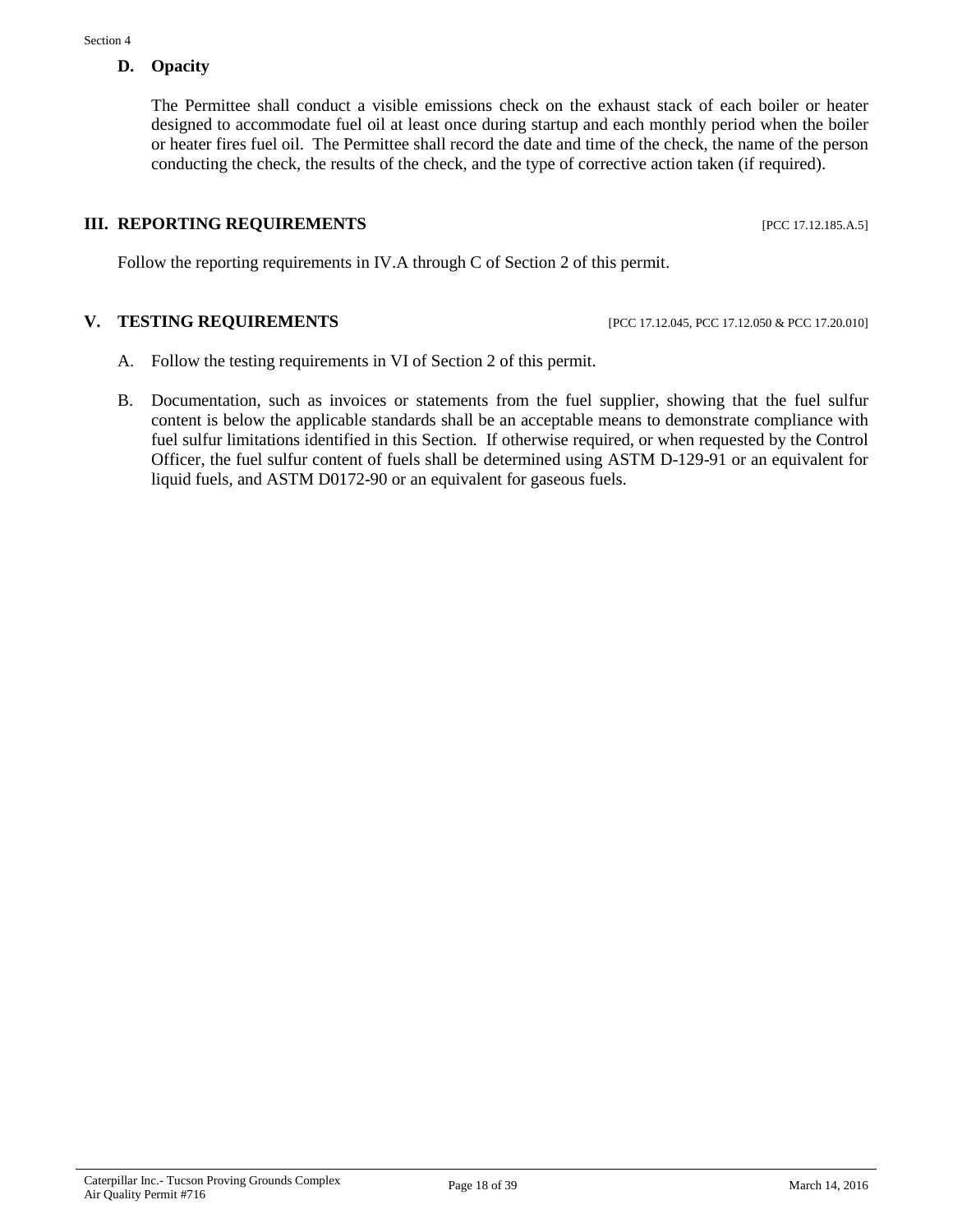### D. Opacity

The Permittee shall conduct a visible emissions check on the exhaust stack of each boiler or heater designed to accommodate fuel oil at least once during startup and each monthly period when the boiler or heater fires fuel oil. The Permittee shall record the date and time of the check, the name of the person conducting the check, the results of the check, and the type of corrective action taken (if required).

## III. REPORTING REQUIREMENTS [PCC 17.12.185.A.5]

Follow the reporting requirements in IV.A through C of Section 2 of this permit.

## V. TESTING REQUIREMENTS [PCC 17.12.045, PCC 17.12.050 & PCC 17.20.010]

A. Follow the testing requirements in VI of Section 2 of this permit.

B. Documentation, such as invoices or statements from the fuel supplier, showing that the fuel sulfur content is below the applicable standards shall be an acceptable means to demonstrate compliance with fuel sulfur limitations identified in this Section. If otherwise required, or when requested by the Control Officer, the fuel sulfur content of fuels shall be determined using ASTM D-129-91 or an equivalent for liquid fuels, and ASTM D0172-90 or an equivalent for gaseous fuels.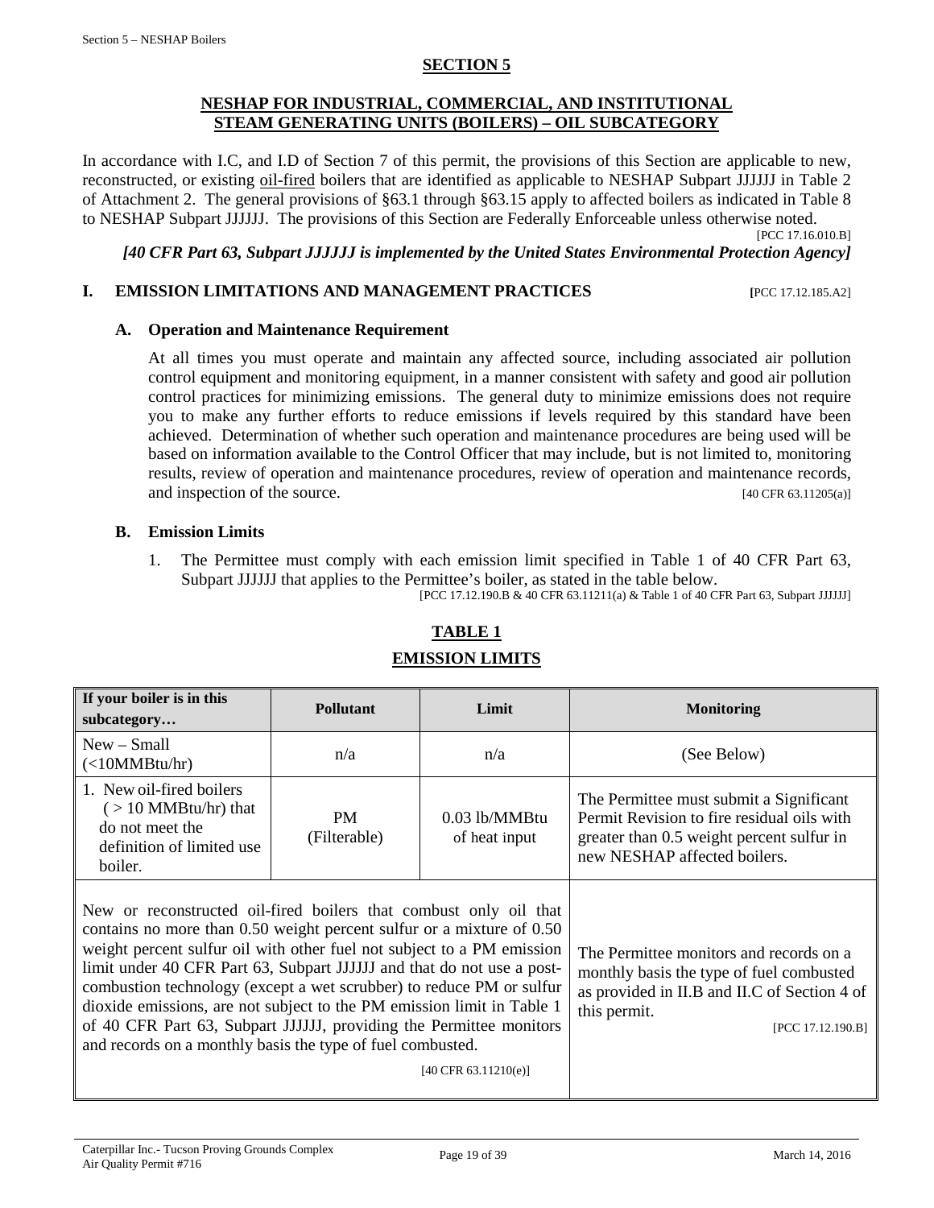# SECTION 5

## NESHAP FOR INDUSTRIAL, COMMERCIAL, AND INSTITUTIONAL STEAM GENERATING UNITS (BOILERS) – OIL SUBCATEGORY

In accordance with I.C, and I.D of Section 7 of this permit, the provisions of this Section are applicable to new, reconstructed, or existing oil-fired boilers that are identified as applicable to NESHAP Subpart JJJJJJ in Table 2 of Attachment 2. The general provisions of §63.1 through §63.15 apply to affected boilers as indicated in Table 8 to NESHAP Subpart JJJJJJ. The provisions of this Section are Federally Enforceable unless otherwise noted.

[PCC 17.16.010.B]

***[40 CFR Part 63, Subpart JJJJJJ is implemented by the United States Environmental Protection Agency]***

### I. EMISSION LIMITATIONS AND MANAGEMENT PRACTICES [PCC 17.12.185.A2]

#### A. Operation and Maintenance Requirement

At all times you must operate and maintain any affected source, including associated air pollution control equipment and monitoring equipment, in a manner consistent with safety and good air pollution control practices for minimizing emissions. The general duty to minimize emissions does not require you to make any further efforts to reduce emissions if levels required by this standard have been achieved. Determination of whether such operation and maintenance procedures are being used will be based on information available to the Control Officer that may include, but is not limited to, monitoring results, review of operation and maintenance procedures, review of operation and maintenance records, and inspection of the source. [40 CFR 63.11205(a)]

#### B. Emission Limits

1. The Permittee must comply with each emission limit specified in Table 1 of 40 CFR Part 63, Subpart JJJJJJ that applies to the Permittee's boiler, as stated in the table below.

[PCC 17.12.190.B & 40 CFR 63.11211(a) & Table 1 of 40 CFR Part 63, Subpart JJJJJJ]

**TABLE 1**

**EMISSION LIMITS**

| If your boiler is in this subcategory… | Pollutant | Limit | Monitoring |
|---|---|---|---|
| New – Small (<10MMBtu/hr) | n/a | n/a | (See Below) |
| 1. New oil-fired boilers ( > 10 MMBtu/hr) that do not meet the definition of limited use boiler. | PM (Filterable) | 0.03 lb/MMBtu of heat input | The Permittee must submit a Significant Permit Revision to fire residual oils with greater than 0.5 weight percent sulfur in new NESHAP affected boilers. |
| New or reconstructed oil-fired boilers that combust only oil that contains no more than 0.50 weight percent sulfur or a mixture of 0.50 weight percent sulfur oil with other fuel not subject to a PM emission limit under 40 CFR Part 63, Subpart JJJJJJ and that do not use a post-combustion technology (except a wet scrubber) to reduce PM or sulfur dioxide emissions, are not subject to the PM emission limit in Table 1 of 40 CFR Part 63, Subpart JJJJJJ, providing the Permittee monitors and records on a monthly basis the type of fuel combusted. [40 CFR 63.11210(e)] | | | The Permittee monitors and records on a monthly basis the type of fuel combusted as provided in II.B and II.C of Section 4 of this permit. [PCC 17.12.190.B] |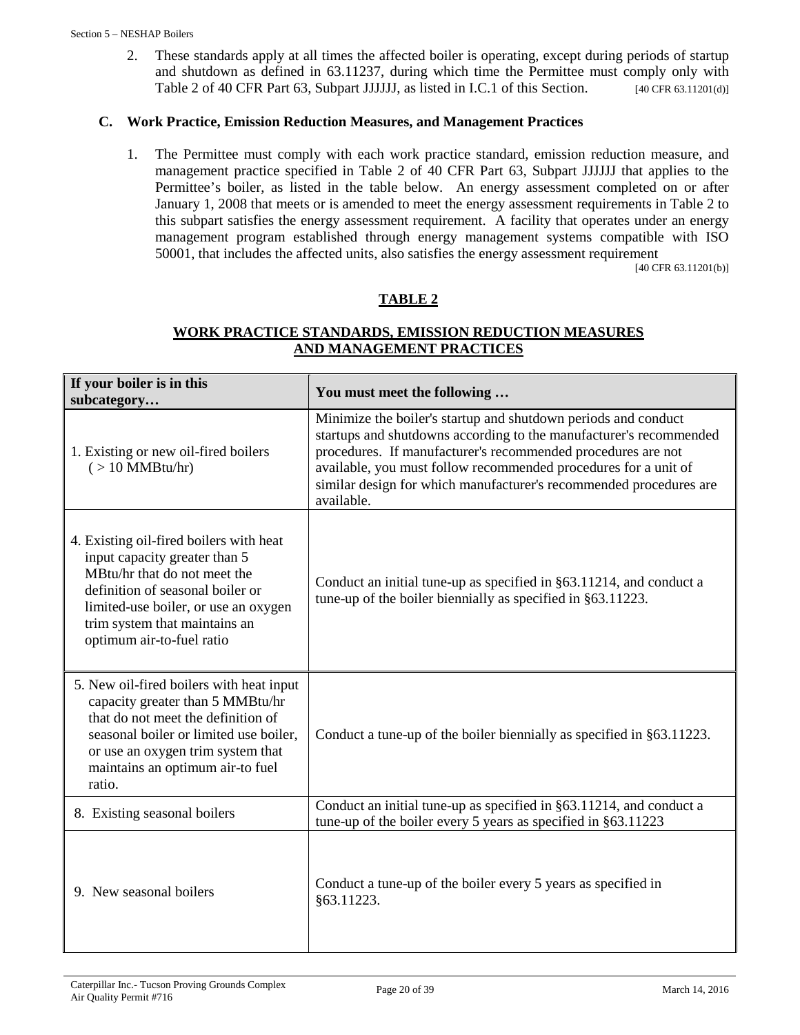2. These standards apply at all times the affected boiler is operating, except during periods of startup and shutdown as defined in 63.11237, during which time the Permittee must comply only with Table 2 of 40 CFR Part 63, Subpart JJJJJJ, as listed in I.C.1 of this Section. [40 CFR 63.11201(d)]

### C. Work Practice, Emission Reduction Measures, and Management Practices

1. The Permittee must comply with each work practice standard, emission reduction measure, and management practice specified in Table 2 of 40 CFR Part 63, Subpart JJJJJJ that applies to the Permittee's boiler, as listed in the table below. An energy assessment completed on or after January 1, 2008 that meets or is amended to meet the energy assessment requirements in Table 2 to this subpart satisfies the energy assessment requirement. A facility that operates under an energy management program established through energy management systems compatible with ISO 50001, that includes the affected units, also satisfies the energy assessment requirement [40 CFR 63.11201(b)]

**TABLE 2**

**WORK PRACTICE STANDARDS, EMISSION REDUCTION MEASURES AND MANAGEMENT PRACTICES**

| If your boiler is in this subcategory… | You must meet the following … |
|---|---|
| 1. Existing or new oil-fired boilers ( > 10 MMBtu/hr) | Minimize the boiler's startup and shutdown periods and conduct startups and shutdowns according to the manufacturer's recommended procedures. If manufacturer's recommended procedures are not available, you must follow recommended procedures for a unit of similar design for which manufacturer's recommended procedures are available. |
| 4. Existing oil-fired boilers with heat input capacity greater than 5 MBtu/hr that do not meet the definition of seasonal boiler or limited-use boiler, or use an oxygen trim system that maintains an optimum air-to-fuel ratio | Conduct an initial tune-up as specified in §63.11214, and conduct a tune-up of the boiler biennially as specified in §63.11223. |
| 5. New oil-fired boilers with heat input capacity greater than 5 MMBtu/hr that do not meet the definition of seasonal boiler or limited use boiler, or use an oxygen trim system that maintains an optimum air-to fuel ratio. | Conduct a tune-up of the boiler biennially as specified in §63.11223. |
| 8. Existing seasonal boilers | Conduct an initial tune-up as specified in §63.11214, and conduct a tune-up of the boiler every 5 years as specified in §63.11223 |
| 9. New seasonal boilers | Conduct a tune-up of the boiler every 5 years as specified in §63.11223. |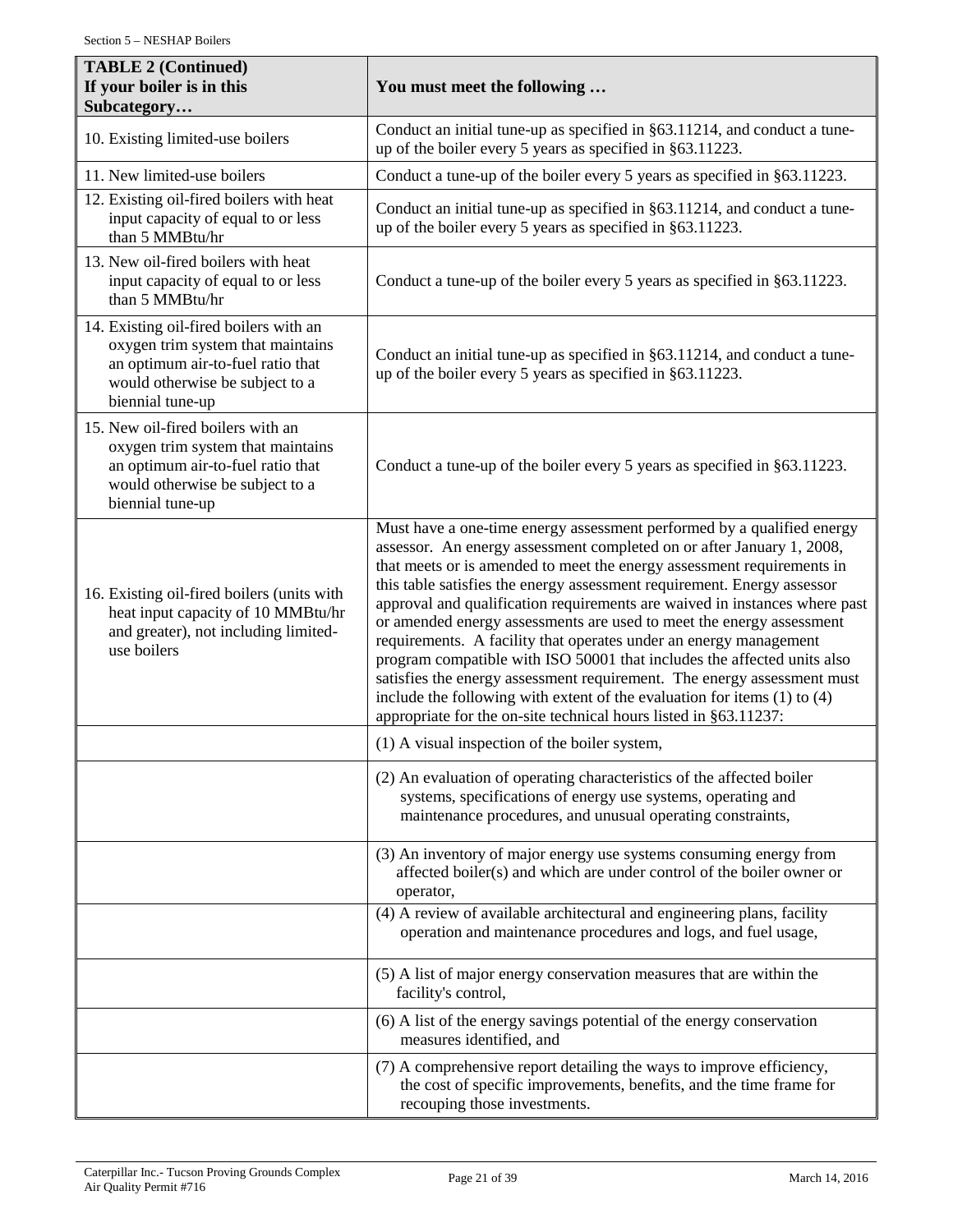| TABLE 2 (Continued) If your boiler is in this Subcategory… | You must meet the following … |
|---|---|
| 10. Existing limited-use boilers | Conduct an initial tune-up as specified in §63.11214, and conduct a tune-up of the boiler every 5 years as specified in §63.11223. |
| 11. New limited-use boilers | Conduct a tune-up of the boiler every 5 years as specified in §63.11223. |
| 12. Existing oil-fired boilers with heat input capacity of equal to or less than 5 MMBtu/hr | Conduct an initial tune-up as specified in §63.11214, and conduct a tune-up of the boiler every 5 years as specified in §63.11223. |
| 13. New oil-fired boilers with heat input capacity of equal to or less than 5 MMBtu/hr | Conduct a tune-up of the boiler every 5 years as specified in §63.11223. |
| 14. Existing oil-fired boilers with an oxygen trim system that maintains an optimum air-to-fuel ratio that would otherwise be subject to a biennial tune-up | Conduct an initial tune-up as specified in §63.11214, and conduct a tune-up of the boiler every 5 years as specified in §63.11223. |
| 15. New oil-fired boilers with an oxygen trim system that maintains an optimum air-to-fuel ratio that would otherwise be subject to a biennial tune-up | Conduct a tune-up of the boiler every 5 years as specified in §63.11223. |
| 16. Existing oil-fired boilers (units with heat input capacity of 10 MMBtu/hr and greater), not including limited-use boilers | Must have a one-time energy assessment performed by a qualified energy assessor. An energy assessment completed on or after January 1, 2008, that meets or is amended to meet the energy assessment requirements in this table satisfies the energy assessment requirement. Energy assessor approval and qualification requirements are waived in instances where past or amended energy assessments are used to meet the energy assessment requirements. A facility that operates under an energy management program compatible with ISO 50001 that includes the affected units also satisfies the energy assessment requirement. The energy assessment must include the following with extent of the evaluation for items (1) to (4) appropriate for the on-site technical hours listed in §63.11237: |
| | (1) A visual inspection of the boiler system, |
| | (2) An evaluation of operating characteristics of the affected boiler systems, specifications of energy use systems, operating and maintenance procedures, and unusual operating constraints, |
| | (3) An inventory of major energy use systems consuming energy from affected boiler(s) and which are under control of the boiler owner or operator, |
| | (4) A review of available architectural and engineering plans, facility operation and maintenance procedures and logs, and fuel usage, |
| | (5) A list of major energy conservation measures that are within the facility's control, |
| | (6) A list of the energy savings potential of the energy conservation measures identified, and |
| | (7) A comprehensive report detailing the ways to improve efficiency, the cost of specific improvements, benefits, and the time frame for recouping those investments. |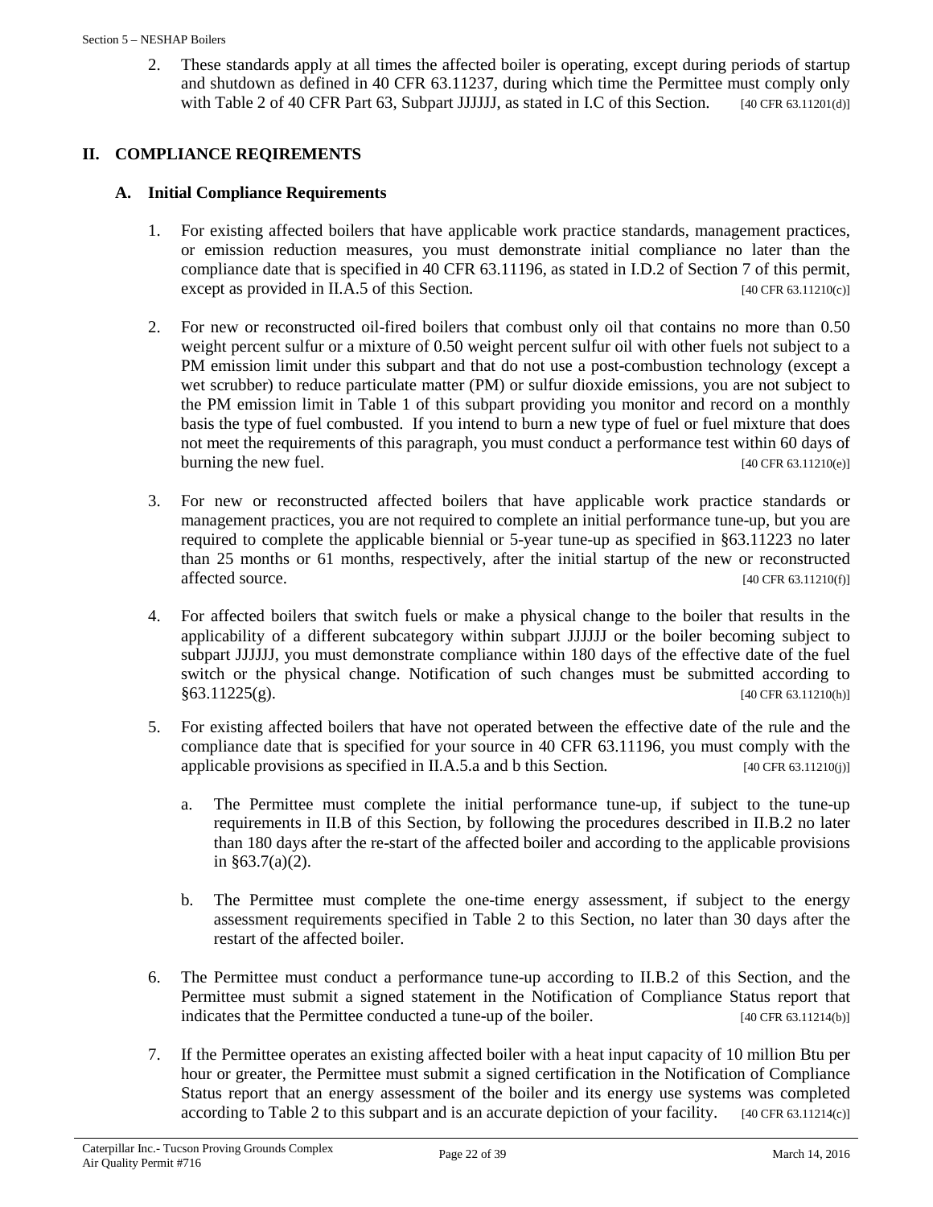2. These standards apply at all times the affected boiler is operating, except during periods of startup and shutdown as defined in 40 CFR 63.11237, during which time the Permittee must comply only with Table 2 of 40 CFR Part 63, Subpart JJJJJJ, as stated in I.C of this Section. [40 CFR 63.11201(d)]

## II. COMPLIANCE REQIREMENTS

### A. Initial Compliance Requirements

1. For existing affected boilers that have applicable work practice standards, management practices, or emission reduction measures, you must demonstrate initial compliance no later than the compliance date that is specified in 40 CFR 63.11196, as stated in I.D.2 of Section 7 of this permit, except as provided in II.A.5 of this Section. [40 CFR 63.11210(c)]

2. For new or reconstructed oil-fired boilers that combust only oil that contains no more than 0.50 weight percent sulfur or a mixture of 0.50 weight percent sulfur oil with other fuels not subject to a PM emission limit under this subpart and that do not use a post-combustion technology (except a wet scrubber) to reduce particulate matter (PM) or sulfur dioxide emissions, you are not subject to the PM emission limit in Table 1 of this subpart providing you monitor and record on a monthly basis the type of fuel combusted. If you intend to burn a new type of fuel or fuel mixture that does not meet the requirements of this paragraph, you must conduct a performance test within 60 days of burning the new fuel. [40 CFR 63.11210(e)]

3. For new or reconstructed affected boilers that have applicable work practice standards or management practices, you are not required to complete an initial performance tune-up, but you are required to complete the applicable biennial or 5-year tune-up as specified in §63.11223 no later than 25 months or 61 months, respectively, after the initial startup of the new or reconstructed affected source. [40 CFR 63.11210(f)]

4. For affected boilers that switch fuels or make a physical change to the boiler that results in the applicability of a different subcategory within subpart JJJJJJ or the boiler becoming subject to subpart JJJJJJ, you must demonstrate compliance within 180 days of the effective date of the fuel switch or the physical change. Notification of such changes must be submitted according to §63.11225(g). [40 CFR 63.11210(h)]

5. For existing affected boilers that have not operated between the effective date of the rule and the compliance date that is specified for your source in 40 CFR 63.11196, you must comply with the applicable provisions as specified in II.A.5.a and b this Section. [40 CFR 63.11210(j)]

   a. The Permittee must complete the initial performance tune-up, if subject to the tune-up requirements in II.B of this Section, by following the procedures described in II.B.2 no later than 180 days after the re-start of the affected boiler and according to the applicable provisions in §63.7(a)(2).

   b. The Permittee must complete the one-time energy assessment, if subject to the energy assessment requirements specified in Table 2 to this Section, no later than 30 days after the restart of the affected boiler.

6. The Permittee must conduct a performance tune-up according to II.B.2 of this Section, and the Permittee must submit a signed statement in the Notification of Compliance Status report that indicates that the Permittee conducted a tune-up of the boiler. [40 CFR 63.11214(b)]

7. If the Permittee operates an existing affected boiler with a heat input capacity of 10 million Btu per hour or greater, the Permittee must submit a signed certification in the Notification of Compliance Status report that an energy assessment of the boiler and its energy use systems was completed according to Table 2 to this subpart and is an accurate depiction of your facility. [40 CFR 63.11214(c)]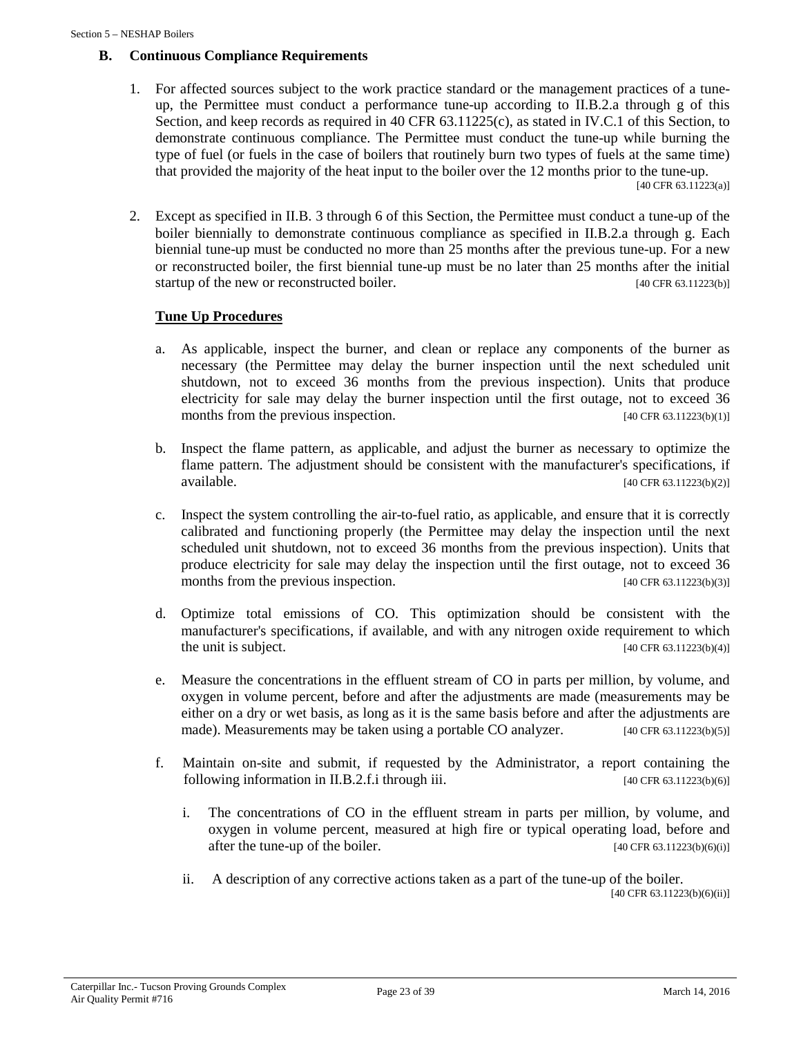### B. Continuous Compliance Requirements

1. For affected sources subject to the work practice standard or the management practices of a tune-up, the Permittee must conduct a performance tune-up according to II.B.2.a through g of this Section, and keep records as required in 40 CFR 63.11225(c), as stated in IV.C.1 of this Section, to demonstrate continuous compliance. The Permittee must conduct the tune-up while burning the type of fuel (or fuels in the case of boilers that routinely burn two types of fuels at the same time) that provided the majority of the heat input to the boiler over the 12 months prior to the tune-up. [40 CFR 63.11223(a)]

2. Except as specified in II.B. 3 through 6 of this Section, the Permittee must conduct a tune-up of the boiler biennially to demonstrate continuous compliance as specified in II.B.2.a through g. Each biennial tune-up must be conducted no more than 25 months after the previous tune-up. For a new or reconstructed boiler, the first biennial tune-up must be no later than 25 months after the initial startup of the new or reconstructed boiler. [40 CFR 63.11223(b)]

   **Tune Up Procedures**

   a. As applicable, inspect the burner, and clean or replace any components of the burner as necessary (the Permittee may delay the burner inspection until the next scheduled unit shutdown, not to exceed 36 months from the previous inspection). Units that produce electricity for sale may delay the burner inspection until the first outage, not to exceed 36 months from the previous inspection. [40 CFR 63.11223(b)(1)]

   b. Inspect the flame pattern, as applicable, and adjust the burner as necessary to optimize the flame pattern. The adjustment should be consistent with the manufacturer's specifications, if available. [40 CFR 63.11223(b)(2)]

   c. Inspect the system controlling the air-to-fuel ratio, as applicable, and ensure that it is correctly calibrated and functioning properly (the Permittee may delay the inspection until the next scheduled unit shutdown, not to exceed 36 months from the previous inspection). Units that produce electricity for sale may delay the inspection until the first outage, not to exceed 36 months from the previous inspection. [40 CFR 63.11223(b)(3)]

   d. Optimize total emissions of CO. This optimization should be consistent with the manufacturer's specifications, if available, and with any nitrogen oxide requirement to which the unit is subject. [40 CFR 63.11223(b)(4)]

   e. Measure the concentrations in the effluent stream of CO in parts per million, by volume, and oxygen in volume percent, before and after the adjustments are made (measurements may be either on a dry or wet basis, as long as it is the same basis before and after the adjustments are made). Measurements may be taken using a portable CO analyzer. [40 CFR 63.11223(b)(5)]

   f. Maintain on-site and submit, if requested by the Administrator, a report containing the following information in II.B.2.f.i through iii. [40 CFR 63.11223(b)(6)]

      i. The concentrations of CO in the effluent stream in parts per million, by volume, and oxygen in volume percent, measured at high fire or typical operating load, before and after the tune-up of the boiler. [40 CFR 63.11223(b)(6)(i)]

      ii. A description of any corrective actions taken as a part of the tune-up of the boiler. [40 CFR 63.11223(b)(6)(ii)]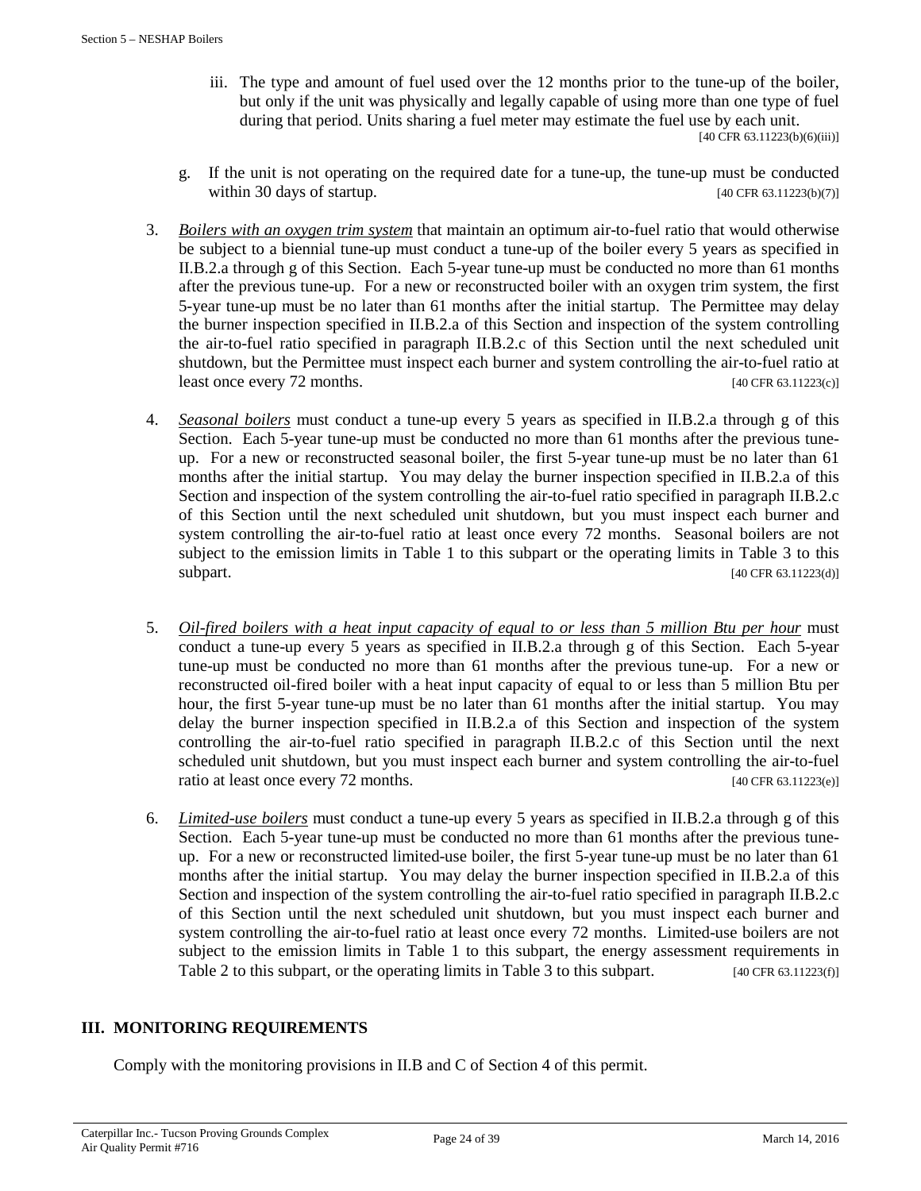iii. The type and amount of fuel used over the 12 months prior to the tune-up of the boiler, but only if the unit was physically and legally capable of using more than one type of fuel during that period. Units sharing a fuel meter may estimate the fuel use by each unit. [40 CFR 63.11223(b)(6)(iii)]

g. If the unit is not operating on the required date for a tune-up, the tune-up must be conducted within 30 days of startup. [40 CFR 63.11223(b)(7)]

3. *Boilers with an oxygen trim system* that maintain an optimum air-to-fuel ratio that would otherwise be subject to a biennial tune-up must conduct a tune-up of the boiler every 5 years as specified in II.B.2.a through g of this Section. Each 5-year tune-up must be conducted no more than 61 months after the previous tune-up. For a new or reconstructed boiler with an oxygen trim system, the first 5-year tune-up must be no later than 61 months after the initial startup. The Permittee may delay the burner inspection specified in II.B.2.a of this Section and inspection of the system controlling the air-to-fuel ratio specified in paragraph II.B.2.c of this Section until the next scheduled unit shutdown, but the Permittee must inspect each burner and system controlling the air-to-fuel ratio at least once every 72 months. [40 CFR 63.11223(c)]

4. *Seasonal boilers* must conduct a tune-up every 5 years as specified in II.B.2.a through g of this Section. Each 5-year tune-up must be conducted no more than 61 months after the previous tune-up. For a new or reconstructed seasonal boiler, the first 5-year tune-up must be no later than 61 months after the initial startup. You may delay the burner inspection specified in II.B.2.a of this Section and inspection of the system controlling the air-to-fuel ratio specified in paragraph II.B.2.c of this Section until the next scheduled unit shutdown, but you must inspect each burner and system controlling the air-to-fuel ratio at least once every 72 months. Seasonal boilers are not subject to the emission limits in Table 1 to this subpart or the operating limits in Table 3 to this subpart. [40 CFR 63.11223(d)]

5. *Oil-fired boilers with a heat input capacity of equal to or less than 5 million Btu per hour* must conduct a tune-up every 5 years as specified in II.B.2.a through g of this Section. Each 5-year tune-up must be conducted no more than 61 months after the previous tune-up. For a new or reconstructed oil-fired boiler with a heat input capacity of equal to or less than 5 million Btu per hour, the first 5-year tune-up must be no later than 61 months after the initial startup. You may delay the burner inspection specified in II.B.2.a of this Section and inspection of the system controlling the air-to-fuel ratio specified in paragraph II.B.2.c of this Section until the next scheduled unit shutdown, but you must inspect each burner and system controlling the air-to-fuel ratio at least once every 72 months. [40 CFR 63.11223(e)]

6. *Limited-use boilers* must conduct a tune-up every 5 years as specified in II.B.2.a through g of this Section. Each 5-year tune-up must be conducted no more than 61 months after the previous tune-up. For a new or reconstructed limited-use boiler, the first 5-year tune-up must be no later than 61 months after the initial startup. You may delay the burner inspection specified in II.B.2.a of this Section and inspection of the system controlling the air-to-fuel ratio specified in paragraph II.B.2.c of this Section until the next scheduled unit shutdown, but you must inspect each burner and system controlling the air-to-fuel ratio at least once every 72 months. Limited-use boilers are not subject to the emission limits in Table 1 to this subpart, the energy assessment requirements in Table 2 to this subpart, or the operating limits in Table 3 to this subpart. [40 CFR 63.11223(f)]

## III. MONITORING REQUIREMENTS

Comply with the monitoring provisions in II.B and C of Section 4 of this permit.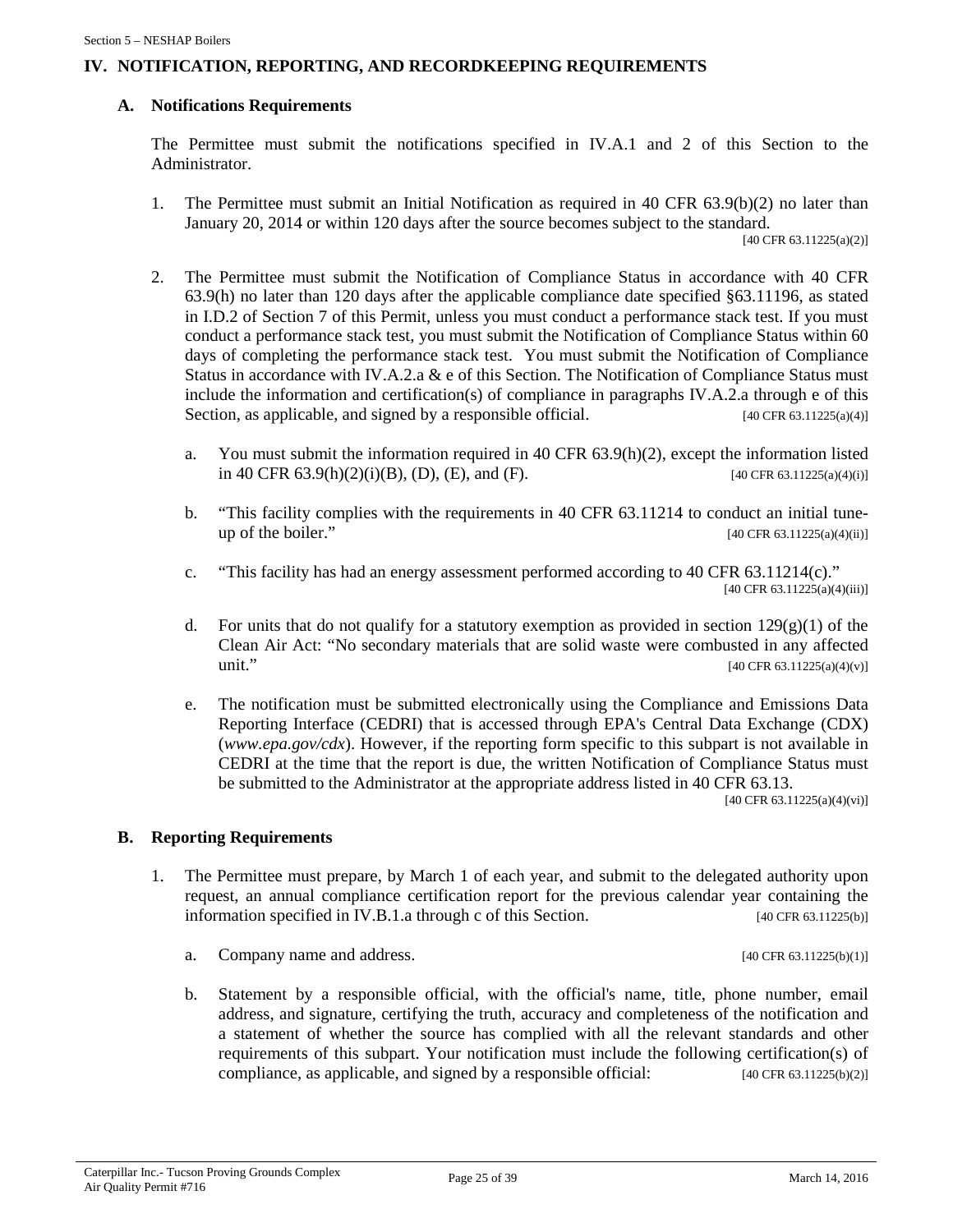## IV. NOTIFICATION, REPORTING, AND RECORDKEEPING REQUIREMENTS

### A. Notifications Requirements

The Permittee must submit the notifications specified in IV.A.1 and 2 of this Section to the Administrator.

1. The Permittee must submit an Initial Notification as required in 40 CFR 63.9(b)(2) no later than January 20, 2014 or within 120 days after the source becomes subject to the standard. [40 CFR 63.11225(a)(2)]

2. The Permittee must submit the Notification of Compliance Status in accordance with 40 CFR 63.9(h) no later than 120 days after the applicable compliance date specified §63.11196, as stated in I.D.2 of Section 7 of this Permit, unless you must conduct a performance stack test. If you must conduct a performance stack test, you must submit the Notification of Compliance Status within 60 days of completing the performance stack test. You must submit the Notification of Compliance Status in accordance with IV.A.2.a & e of this Section. The Notification of Compliance Status must include the information and certification(s) of compliance in paragraphs IV.A.2.a through e of this Section, as applicable, and signed by a responsible official. [40 CFR 63.11225(a)(4)]

   a. You must submit the information required in 40 CFR 63.9(h)(2), except the information listed in 40 CFR 63.9(h)(2)(i)(B), (D), (E), and (F). [40 CFR 63.11225(a)(4)(i)]

   b. "This facility complies with the requirements in 40 CFR 63.11214 to conduct an initial tune-up of the boiler." [40 CFR 63.11225(a)(4)(ii)]

   c. "This facility has had an energy assessment performed according to 40 CFR 63.11214(c)." [40 CFR 63.11225(a)(4)(iii)]

   d. For units that do not qualify for a statutory exemption as provided in section 129(g)(1) of the Clean Air Act: "No secondary materials that are solid waste were combusted in any affected unit." [40 CFR 63.11225(a)(4)(v)]

   e. The notification must be submitted electronically using the Compliance and Emissions Data Reporting Interface (CEDRI) that is accessed through EPA's Central Data Exchange (CDX) (*www.epa.gov/cdx*). However, if the reporting form specific to this subpart is not available in CEDRI at the time that the report is due, the written Notification of Compliance Status must be submitted to the Administrator at the appropriate address listed in 40 CFR 63.13. [40 CFR 63.11225(a)(4)(vi)]

### B. Reporting Requirements

1. The Permittee must prepare, by March 1 of each year, and submit to the delegated authority upon request, an annual compliance certification report for the previous calendar year containing the information specified in IV.B.1.a through c of this Section. [40 CFR 63.11225(b)]

   a. Company name and address. [40 CFR 63.11225(b)(1)]

   b. Statement by a responsible official, with the official's name, title, phone number, email address, and signature, certifying the truth, accuracy and completeness of the notification and a statement of whether the source has complied with all the relevant standards and other requirements of this subpart. Your notification must include the following certification(s) of compliance, as applicable, and signed by a responsible official: [40 CFR 63.11225(b)(2)]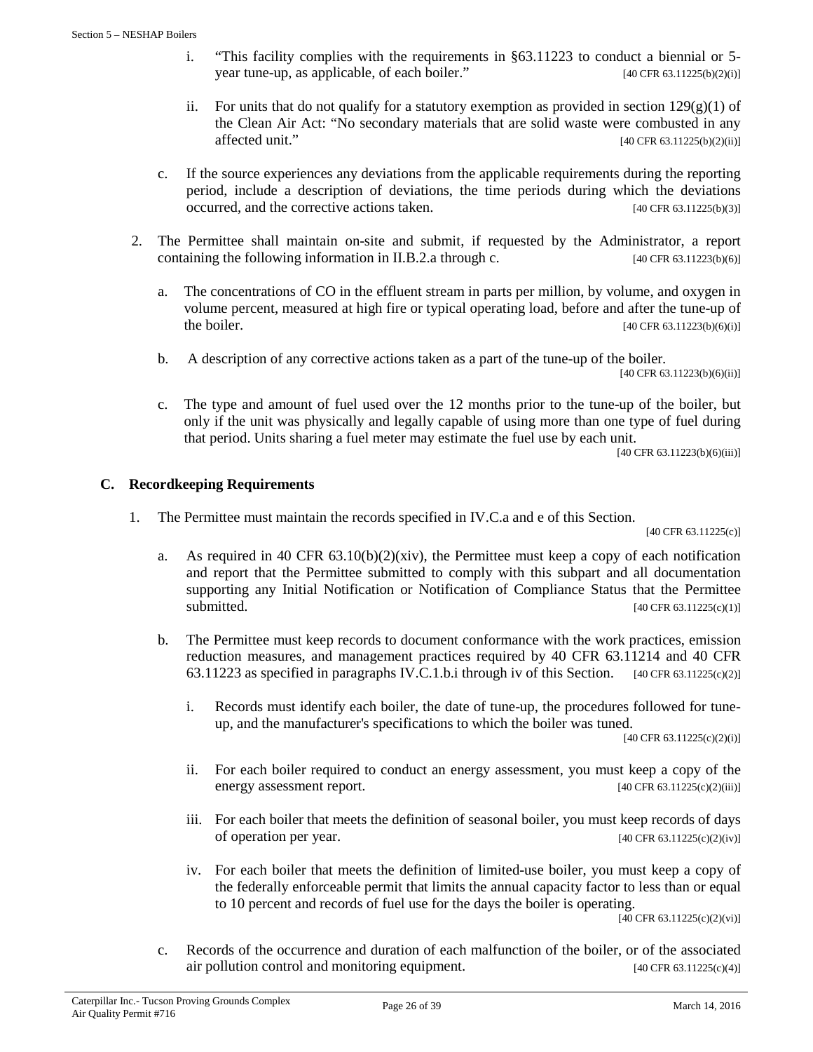i. "This facility complies with the requirements in §63.11223 to conduct a biennial or 5-year tune-up, as applicable, of each boiler." [40 CFR 63.11225(b)(2)(i)]

ii. For units that do not qualify for a statutory exemption as provided in section 129(g)(1) of the Clean Air Act: "No secondary materials that are solid waste were combusted in any affected unit." [40 CFR 63.11225(b)(2)(ii)]

c. If the source experiences any deviations from the applicable requirements during the reporting period, include a description of deviations, the time periods during which the deviations occurred, and the corrective actions taken. [40 CFR 63.11225(b)(3)]

2. The Permittee shall maintain on-site and submit, if requested by the Administrator, a report containing the following information in II.B.2.a through c. [40 CFR 63.11223(b)(6)]

   a. The concentrations of CO in the effluent stream in parts per million, by volume, and oxygen in volume percent, measured at high fire or typical operating load, before and after the tune-up of the boiler. [40 CFR 63.11223(b)(6)(i)]

   b. A description of any corrective actions taken as a part of the tune-up of the boiler. [40 CFR 63.11223(b)(6)(ii)]

   c. The type and amount of fuel used over the 12 months prior to the tune-up of the boiler, but only if the unit was physically and legally capable of using more than one type of fuel during that period. Units sharing a fuel meter may estimate the fuel use by each unit. [40 CFR 63.11223(b)(6)(iii)]

## C. Recordkeeping Requirements

1. The Permittee must maintain the records specified in IV.C.a and e of this Section. [40 CFR 63.11225(c)]

   a. As required in 40 CFR 63.10(b)(2)(xiv), the Permittee must keep a copy of each notification and report that the Permittee submitted to comply with this subpart and all documentation supporting any Initial Notification or Notification of Compliance Status that the Permittee submitted. [40 CFR 63.11225(c)(1)]

   b. The Permittee must keep records to document conformance with the work practices, emission reduction measures, and management practices required by 40 CFR 63.11214 and 40 CFR 63.11223 as specified in paragraphs IV.C.1.b.i through iv of this Section. [40 CFR 63.11225(c)(2)]

      i. Records must identify each boiler, the date of tune-up, the procedures followed for tune-up, and the manufacturer's specifications to which the boiler was tuned. [40 CFR 63.11225(c)(2)(i)]

      ii. For each boiler required to conduct an energy assessment, you must keep a copy of the energy assessment report. [40 CFR 63.11225(c)(2)(iii)]

      iii. For each boiler that meets the definition of seasonal boiler, you must keep records of days of operation per year. [40 CFR 63.11225(c)(2)(iv)]

      iv. For each boiler that meets the definition of limited-use boiler, you must keep a copy of the federally enforceable permit that limits the annual capacity factor to less than or equal to 10 percent and records of fuel use for the days the boiler is operating. [40 CFR 63.11225(c)(2)(vi)]

   c. Records of the occurrence and duration of each malfunction of the boiler, or of the associated air pollution control and monitoring equipment. [40 CFR 63.11225(c)(4)]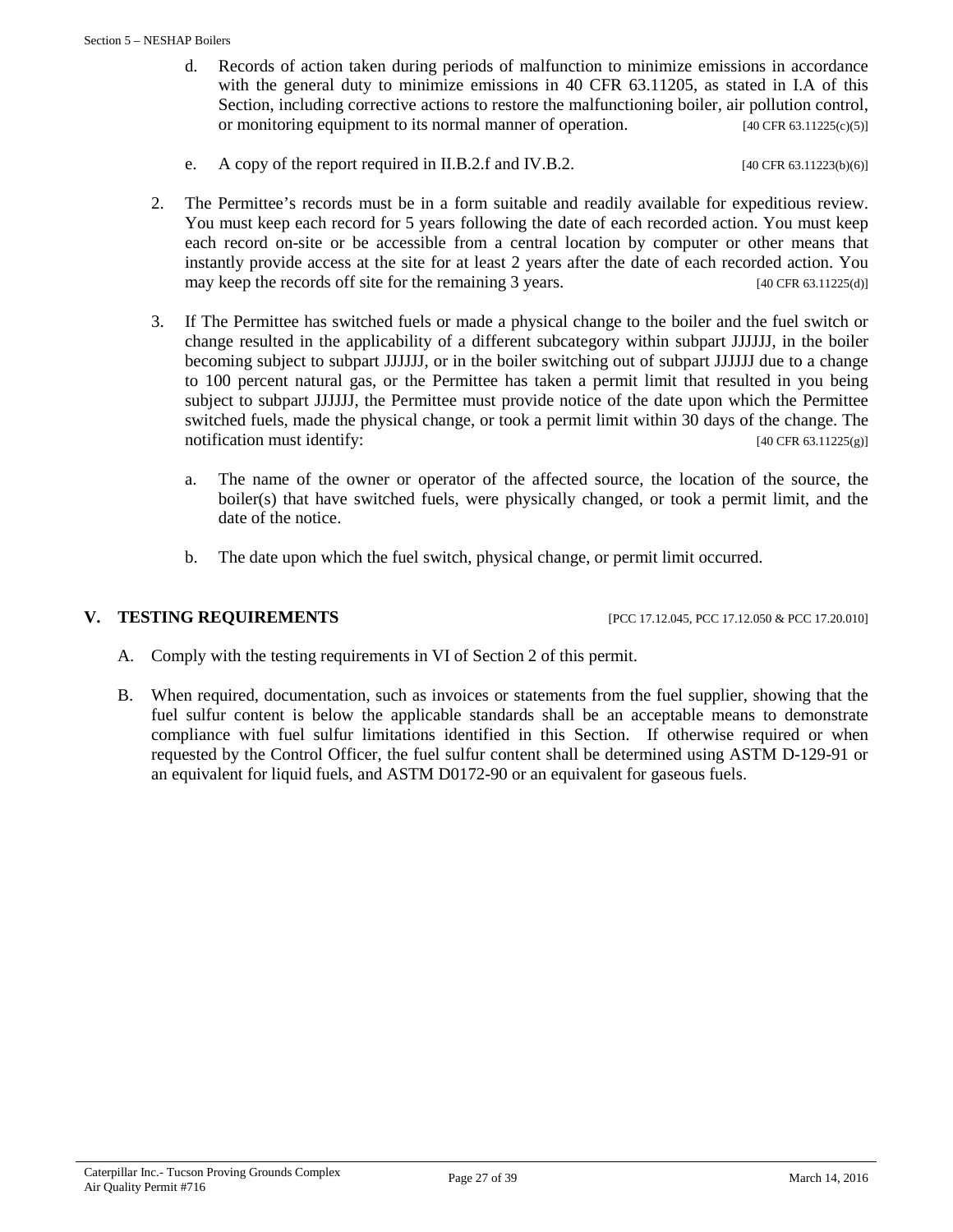d. Records of action taken during periods of malfunction to minimize emissions in accordance with the general duty to minimize emissions in 40 CFR 63.11205, as stated in I.A of this Section, including corrective actions to restore the malfunctioning boiler, air pollution control, or monitoring equipment to its normal manner of operation. [40 CFR 63.11225(c)(5)]

e. A copy of the report required in II.B.2.f and IV.B.2. [40 CFR 63.11223(b)(6)]

2. The Permittee's records must be in a form suitable and readily available for expeditious review. You must keep each record for 5 years following the date of each recorded action. You must keep each record on-site or be accessible from a central location by computer or other means that instantly provide access at the site for at least 2 years after the date of each recorded action. You may keep the records off site for the remaining 3 years. [40 CFR 63.11225(d)]

3. If The Permittee has switched fuels or made a physical change to the boiler and the fuel switch or change resulted in the applicability of a different subcategory within subpart JJJJJJ, in the boiler becoming subject to subpart JJJJJJ, or in the boiler switching out of subpart JJJJJJ due to a change to 100 percent natural gas, or the Permittee has taken a permit limit that resulted in you being subject to subpart JJJJJJ, the Permittee must provide notice of the date upon which the Permittee switched fuels, made the physical change, or took a permit limit within 30 days of the change. The notification must identify: [40 CFR 63.11225(g)]

   a. The name of the owner or operator of the affected source, the location of the source, the boiler(s) that have switched fuels, were physically changed, or took a permit limit, and the date of the notice.

   b. The date upon which the fuel switch, physical change, or permit limit occurred.

## V. TESTING REQUIREMENTS [PCC 17.12.045, PCC 17.12.050 & PCC 17.20.010]

A. Comply with the testing requirements in VI of Section 2 of this permit.

B. When required, documentation, such as invoices or statements from the fuel supplier, showing that the fuel sulfur content is below the applicable standards shall be an acceptable means to demonstrate compliance with fuel sulfur limitations identified in this Section. If otherwise required or when requested by the Control Officer, the fuel sulfur content shall be determined using ASTM D-129-91 or an equivalent for liquid fuels, and ASTM D0172-90 or an equivalent for gaseous fuels.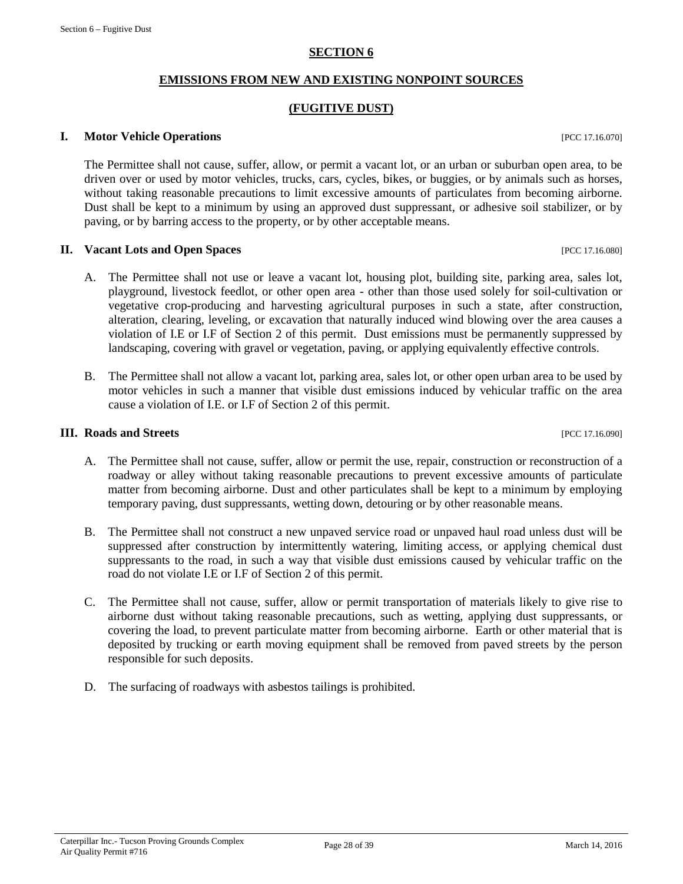# SECTION 6

## EMISSIONS FROM NEW AND EXISTING NONPOINT SOURCES

## (FUGITIVE DUST)

### I. Motor Vehicle Operations [PCC 17.16.070]

The Permittee shall not cause, suffer, allow, or permit a vacant lot, or an urban or suburban open area, to be driven over or used by motor vehicles, trucks, cars, cycles, bikes, or buggies, or by animals such as horses, without taking reasonable precautions to limit excessive amounts of particulates from becoming airborne. Dust shall be kept to a minimum by using an approved dust suppressant, or adhesive soil stabilizer, or by paving, or by barring access to the property, or by other acceptable means.

### II. Vacant Lots and Open Spaces [PCC 17.16.080]

A. The Permittee shall not use or leave a vacant lot, housing plot, building site, parking area, sales lot, playground, livestock feedlot, or other open area - other than those used solely for soil-cultivation or vegetative crop-producing and harvesting agricultural purposes in such a state, after construction, alteration, clearing, leveling, or excavation that naturally induced wind blowing over the area causes a violation of I.E or I.F of Section 2 of this permit. Dust emissions must be permanently suppressed by landscaping, covering with gravel or vegetation, paving, or applying equivalently effective controls.

B. The Permittee shall not allow a vacant lot, parking area, sales lot, or other open urban area to be used by motor vehicles in such a manner that visible dust emissions induced by vehicular traffic on the area cause a violation of I.E. or I.F of Section 2 of this permit.

### III. Roads and Streets [PCC 17.16.090]

A. The Permittee shall not cause, suffer, allow or permit the use, repair, construction or reconstruction of a roadway or alley without taking reasonable precautions to prevent excessive amounts of particulate matter from becoming airborne. Dust and other particulates shall be kept to a minimum by employing temporary paving, dust suppressants, wetting down, detouring or by other reasonable means.

B. The Permittee shall not construct a new unpaved service road or unpaved haul road unless dust will be suppressed after construction by intermittently watering, limiting access, or applying chemical dust suppressants to the road, in such a way that visible dust emissions caused by vehicular traffic on the road do not violate I.E or I.F of Section 2 of this permit.

C. The Permittee shall not cause, suffer, allow or permit transportation of materials likely to give rise to airborne dust without taking reasonable precautions, such as wetting, applying dust suppressants, or covering the load, to prevent particulate matter from becoming airborne. Earth or other material that is deposited by trucking or earth moving equipment shall be removed from paved streets by the person responsible for such deposits.

D. The surfacing of roadways with asbestos tailings is prohibited.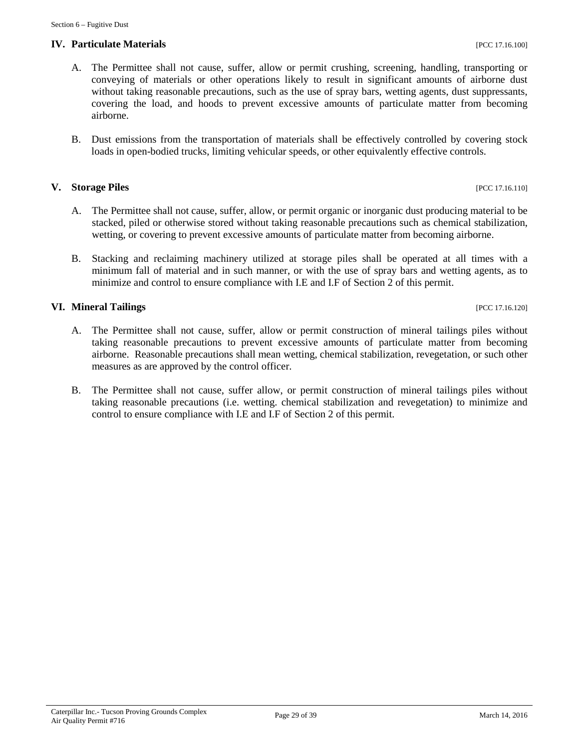## IV. Particulate Materials [PCC 17.16.100]

A. The Permittee shall not cause, suffer, allow or permit crushing, screening, handling, transporting or conveying of materials or other operations likely to result in significant amounts of airborne dust without taking reasonable precautions, such as the use of spray bars, wetting agents, dust suppressants, covering the load, and hoods to prevent excessive amounts of particulate matter from becoming airborne.

B. Dust emissions from the transportation of materials shall be effectively controlled by covering stock loads in open-bodied trucks, limiting vehicular speeds, or other equivalently effective controls.

## V. Storage Piles [PCC 17.16.110]

A. The Permittee shall not cause, suffer, allow, or permit organic or inorganic dust producing material to be stacked, piled or otherwise stored without taking reasonable precautions such as chemical stabilization, wetting, or covering to prevent excessive amounts of particulate matter from becoming airborne.

B. Stacking and reclaiming machinery utilized at storage piles shall be operated at all times with a minimum fall of material and in such manner, or with the use of spray bars and wetting agents, as to minimize and control to ensure compliance with I.E and I.F of Section 2 of this permit.

## VI. Mineral Tailings [PCC 17.16.120]

A. The Permittee shall not cause, suffer, allow or permit construction of mineral tailings piles without taking reasonable precautions to prevent excessive amounts of particulate matter from becoming airborne. Reasonable precautions shall mean wetting, chemical stabilization, revegetation, or such other measures as are approved by the control officer.

B. The Permittee shall not cause, suffer allow, or permit construction of mineral tailings piles without taking reasonable precautions (i.e. wetting. chemical stabilization and revegetation) to minimize and control to ensure compliance with I.E and I.F of Section 2 of this permit.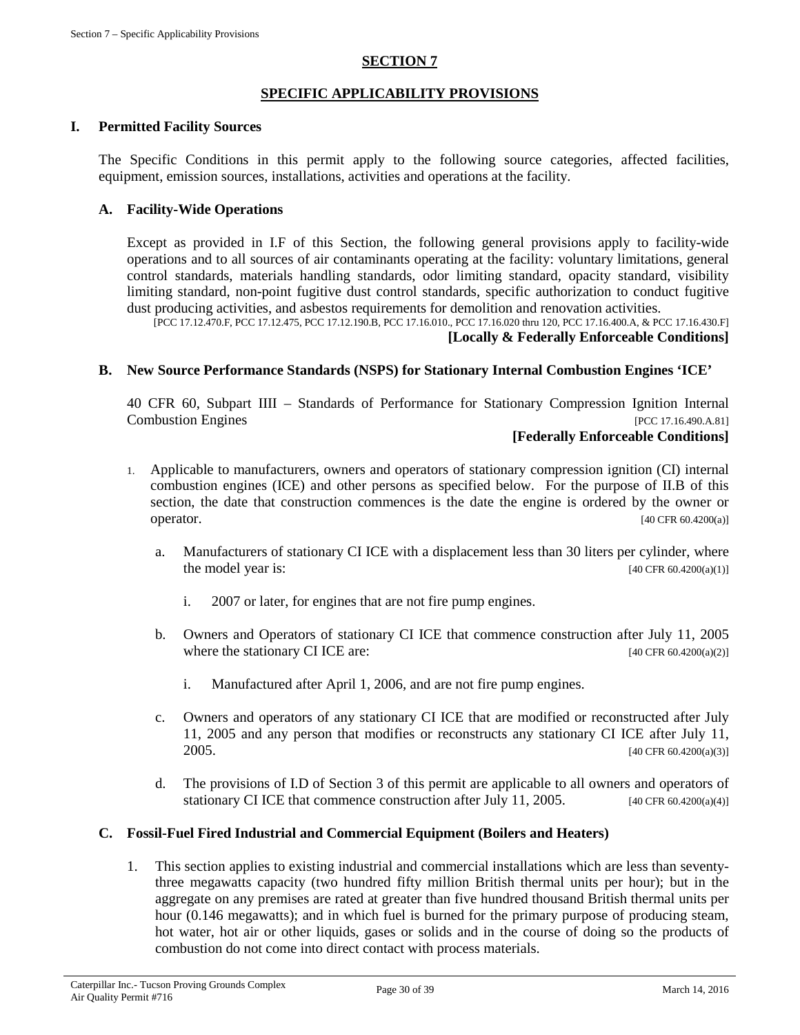## SECTION 7

## SPECIFIC APPLICABILITY PROVISIONS

### I. Permitted Facility Sources

The Specific Conditions in this permit apply to the following source categories, affected facilities, equipment, emission sources, installations, activities and operations at the facility.

#### A. Facility-Wide Operations

Except as provided in I.F of this Section, the following general provisions apply to facility-wide operations and to all sources of air contaminants operating at the facility: voluntary limitations, general control standards, materials handling standards, odor limiting standard, opacity standard, visibility limiting standard, non-point fugitive dust control standards, specific authorization to conduct fugitive dust producing activities, and asbestos requirements for demolition and renovation activities.

[PCC 17.12.470.F, PCC 17.12.475, PCC 17.12.190.B, PCC 17.16.010., PCC 17.16.020 thru 120, PCC 17.16.400.A, & PCC 17.16.430.F]

**[Locally & Federally Enforceable Conditions]**

#### B. New Source Performance Standards (NSPS) for Stationary Internal Combustion Engines 'ICE'

40 CFR 60, Subpart IIII – Standards of Performance for Stationary Compression Ignition Internal Combustion Engines [PCC 17.16.490.A.81]

**[Federally Enforceable Conditions]**

1. Applicable to manufacturers, owners and operators of stationary compression ignition (CI) internal combustion engines (ICE) and other persons as specified below. For the purpose of II.B of this section, the date that construction commences is the date the engine is ordered by the owner or operator. [40 CFR 60.4200(a)]

   a. Manufacturers of stationary CI ICE with a displacement less than 30 liters per cylinder, where the model year is: [40 CFR 60.4200(a)(1)]

      i. 2007 or later, for engines that are not fire pump engines.

   b. Owners and Operators of stationary CI ICE that commence construction after July 11, 2005 where the stationary CI ICE are: [40 CFR 60.4200(a)(2)]

      i. Manufactured after April 1, 2006, and are not fire pump engines.

   c. Owners and operators of any stationary CI ICE that are modified or reconstructed after July 11, 2005 and any person that modifies or reconstructs any stationary CI ICE after July 11, 2005. [40 CFR 60.4200(a)(3)]

   d. The provisions of I.D of Section 3 of this permit are applicable to all owners and operators of stationary CI ICE that commence construction after July 11, 2005. [40 CFR 60.4200(a)(4)]

#### C. Fossil-Fuel Fired Industrial and Commercial Equipment (Boilers and Heaters)

1. This section applies to existing industrial and commercial installations which are less than seventy-three megawatts capacity (two hundred fifty million British thermal units per hour); but in the aggregate on any premises are rated at greater than five hundred thousand British thermal units per hour (0.146 megawatts); and in which fuel is burned for the primary purpose of producing steam, hot water, hot air or other liquids, gases or solids and in the course of doing so the products of combustion do not come into direct contact with process materials.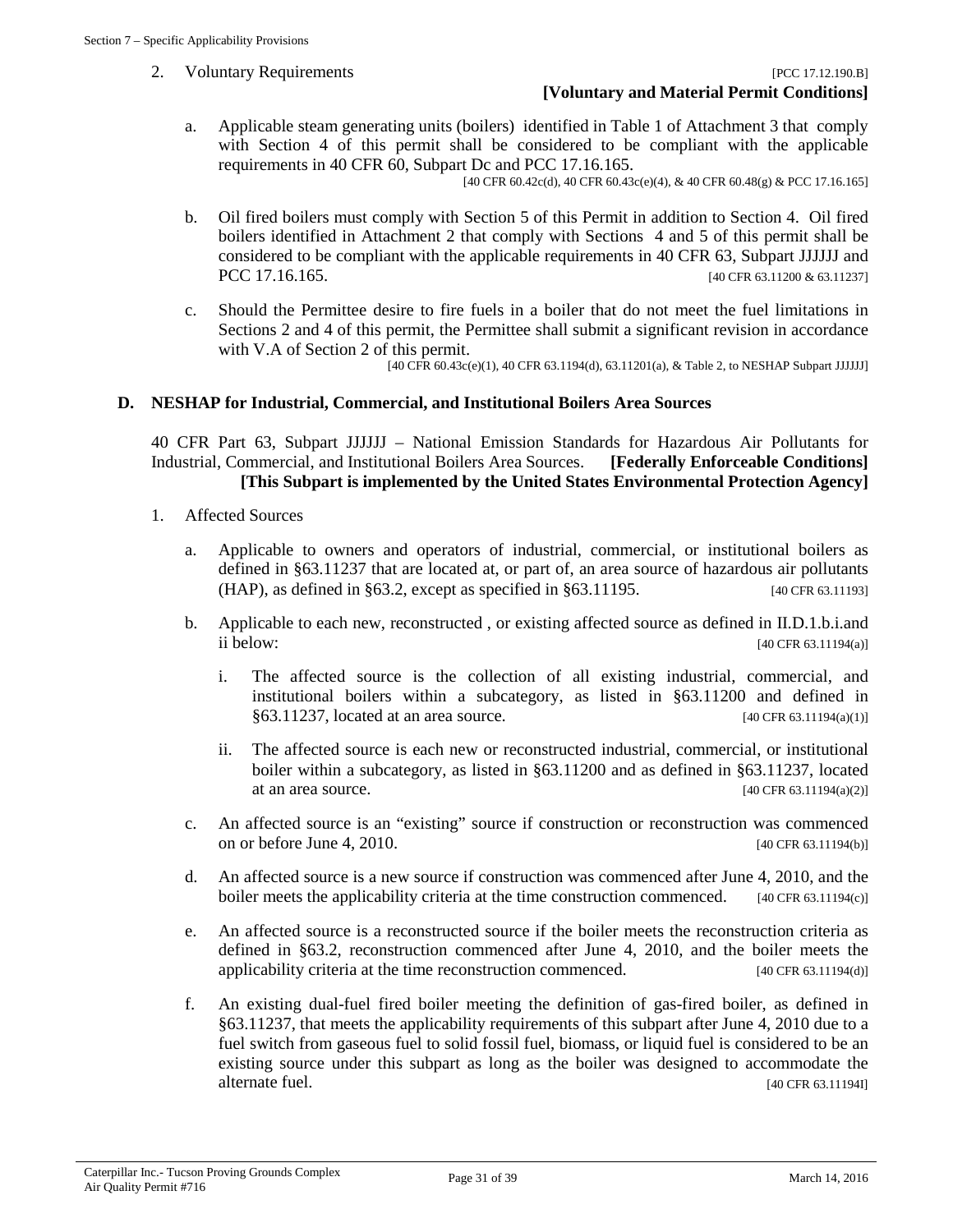2. Voluntary Requirements [PCC 17.12.190.B]

**[Voluntary and Material Permit Conditions]**

a. Applicable steam generating units (boilers) identified in Table 1 of Attachment 3 that comply with Section 4 of this permit shall be considered to be compliant with the applicable requirements in 40 CFR 60, Subpart Dc and PCC 17.16.165. [40 CFR 60.42c(d), 40 CFR 60.43c(e)(4), & 40 CFR 60.48(g) & PCC 17.16.165]

b. Oil fired boilers must comply with Section 5 of this Permit in addition to Section 4. Oil fired boilers identified in Attachment 2 that comply with Sections 4 and 5 of this permit shall be considered to be compliant with the applicable requirements in 40 CFR 63, Subpart JJJJJJ and PCC 17.16.165. [40 CFR 63.11200 & 63.11237]

c. Should the Permittee desire to fire fuels in a boiler that do not meet the fuel limitations in Sections 2 and 4 of this permit, the Permittee shall submit a significant revision in accordance with V.A of Section 2 of this permit. [40 CFR 60.43c(e)(1), 40 CFR 63.1194(d), 63.11201(a), & Table 2, to NESHAP Subpart JJJJJJ]

## D. NESHAP for Industrial, Commercial, and Institutional Boilers Area Sources

40 CFR Part 63, Subpart JJJJJJ – National Emission Standards for Hazardous Air Pollutants for Industrial, Commercial, and Institutional Boilers Area Sources. **[Federally Enforceable Conditions]** **[This Subpart is implemented by the United States Environmental Protection Agency]**

1. Affected Sources

a. Applicable to owners and operators of industrial, commercial, or institutional boilers as defined in §63.11237 that are located at, or part of, an area source of hazardous air pollutants (HAP), as defined in §63.2, except as specified in §63.11195. [40 CFR 63.11193]

b. Applicable to each new, reconstructed , or existing affected source as defined in II.D.1.b.i.and ii below: [40 CFR 63.11194(a)]

i. The affected source is the collection of all existing industrial, commercial, and institutional boilers within a subcategory, as listed in §63.11200 and defined in §63.11237, located at an area source. [40 CFR 63.11194(a)(1)]

ii. The affected source is each new or reconstructed industrial, commercial, or institutional boiler within a subcategory, as listed in §63.11200 and as defined in §63.11237, located at an area source. [40 CFR 63.11194(a)(2)]

c. An affected source is an "existing" source if construction or reconstruction was commenced on or before June 4, 2010. [40 CFR 63.11194(b)]

d. An affected source is a new source if construction was commenced after June 4, 2010, and the boiler meets the applicability criteria at the time construction commenced. [40 CFR 63.11194(c)]

e. An affected source is a reconstructed source if the boiler meets the reconstruction criteria as defined in §63.2, reconstruction commenced after June 4, 2010, and the boiler meets the applicability criteria at the time reconstruction commenced. [40 CFR 63.11194(d)]

f. An existing dual-fuel fired boiler meeting the definition of gas-fired boiler, as defined in §63.11237, that meets the applicability requirements of this subpart after June 4, 2010 due to a fuel switch from gaseous fuel to solid fossil fuel, biomass, or liquid fuel is considered to be an existing source under this subpart as long as the boiler was designed to accommodate the alternate fuel. [40 CFR 63.11194I]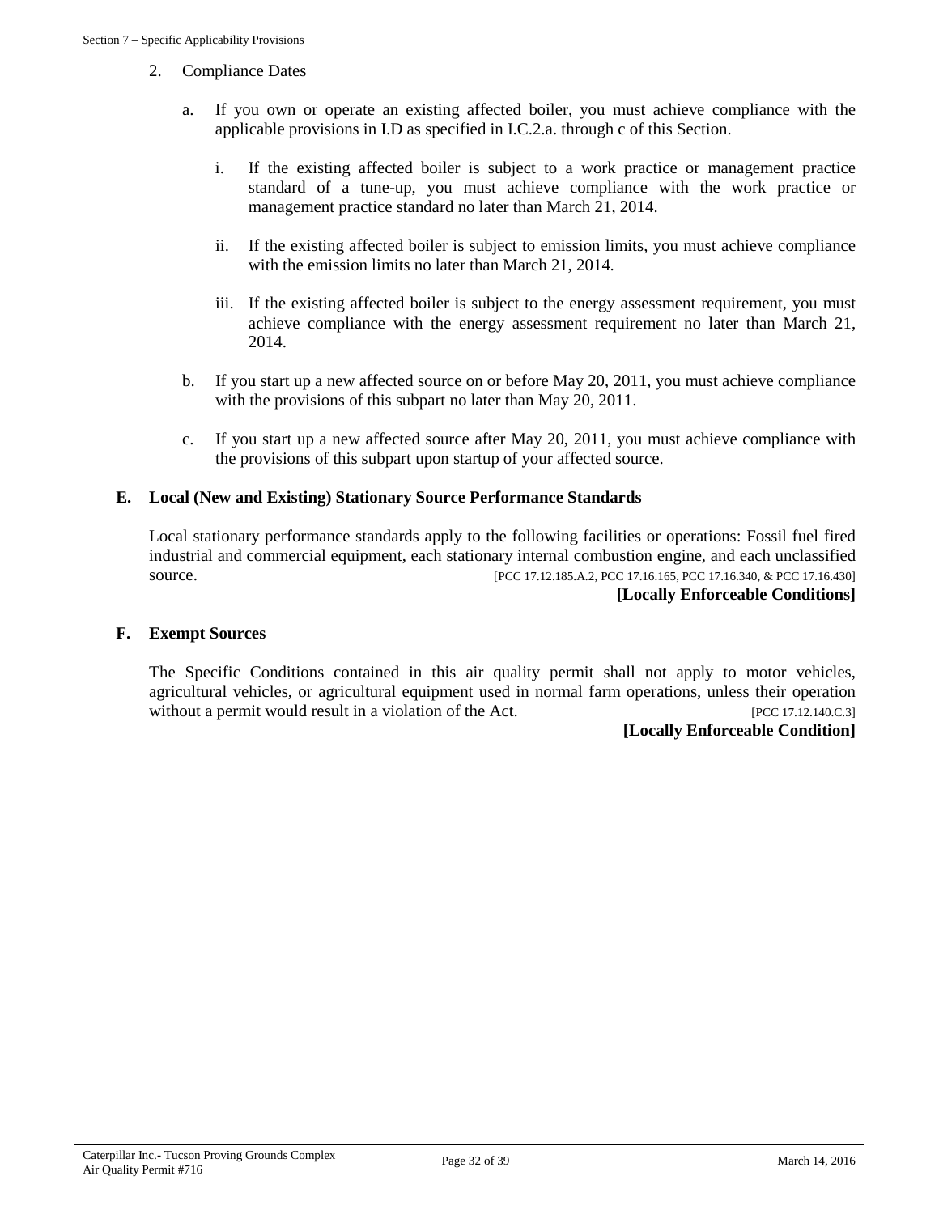2. Compliance Dates

   a. If you own or operate an existing affected boiler, you must achieve compliance with the applicable provisions in I.D as specified in I.C.2.a. through c of this Section.

      i. If the existing affected boiler is subject to a work practice or management practice standard of a tune-up, you must achieve compliance with the work practice or management practice standard no later than March 21, 2014.

      ii. If the existing affected boiler is subject to emission limits, you must achieve compliance with the emission limits no later than March 21, 2014.

      iii. If the existing affected boiler is subject to the energy assessment requirement, you must achieve compliance with the energy assessment requirement no later than March 21, 2014.

   b. If you start up a new affected source on or before May 20, 2011, you must achieve compliance with the provisions of this subpart no later than May 20, 2011.

   c. If you start up a new affected source after May 20, 2011, you must achieve compliance with the provisions of this subpart upon startup of your affected source.

### E. Local (New and Existing) Stationary Source Performance Standards

Local stationary performance standards apply to the following facilities or operations: Fossil fuel fired industrial and commercial equipment, each stationary internal combustion engine, and each unclassified source. [PCC 17.12.185.A.2, PCC 17.16.165, PCC 17.16.340, & PCC 17.16.430]

**[Locally Enforceable Conditions]**

### F. Exempt Sources

The Specific Conditions contained in this air quality permit shall not apply to motor vehicles, agricultural vehicles, or agricultural equipment used in normal farm operations, unless their operation without a permit would result in a violation of the Act. [PCC 17.12.140.C.3]

**[Locally Enforceable Condition]**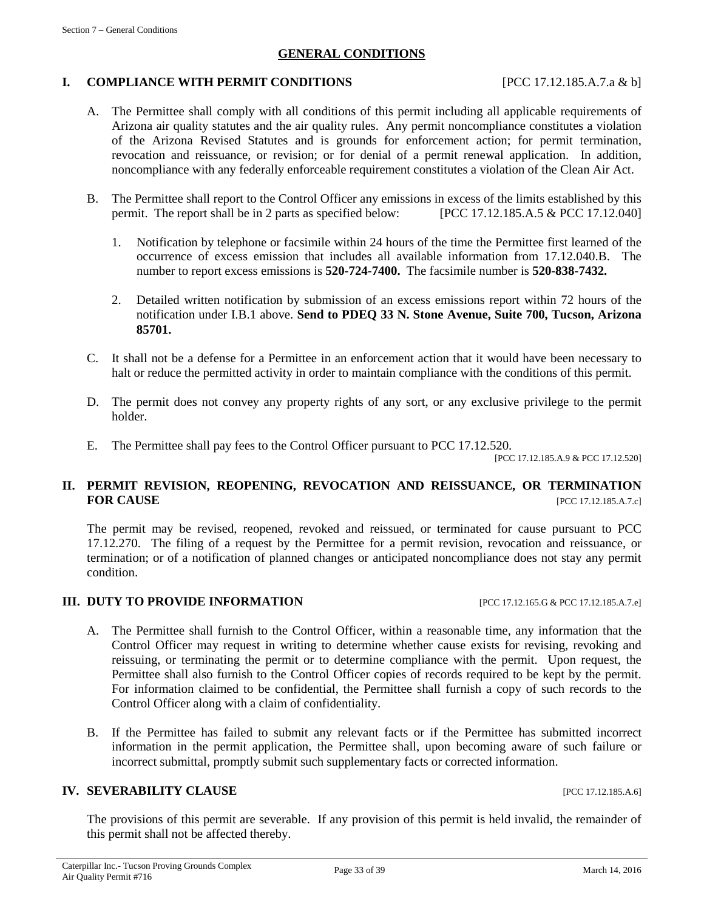## GENERAL CONDITIONS

### I. COMPLIANCE WITH PERMIT CONDITIONS [PCC 17.12.185.A.7.a & b]

A. The Permittee shall comply with all conditions of this permit including all applicable requirements of Arizona air quality statutes and the air quality rules. Any permit noncompliance constitutes a violation of the Arizona Revised Statutes and is grounds for enforcement action; for permit termination, revocation and reissuance, or revision; or for denial of a permit renewal application. In addition, noncompliance with any federally enforceable requirement constitutes a violation of the Clean Air Act.

B. The Permittee shall report to the Control Officer any emissions in excess of the limits established by this permit. The report shall be in 2 parts as specified below: [PCC 17.12.185.A.5 & PCC 17.12.040]

   1. Notification by telephone or facsimile within 24 hours of the time the Permittee first learned of the occurrence of excess emission that includes all available information from 17.12.040.B. The number to report excess emissions is **520-724-7400.** The facsimile number is **520-838-7432.**

   2. Detailed written notification by submission of an excess emissions report within 72 hours of the notification under I.B.1 above. **Send to PDEQ 33 N. Stone Avenue, Suite 700, Tucson, Arizona 85701.**

C. It shall not be a defense for a Permittee in an enforcement action that it would have been necessary to halt or reduce the permitted activity in order to maintain compliance with the conditions of this permit.

D. The permit does not convey any property rights of any sort, or any exclusive privilege to the permit holder.

E. The Permittee shall pay fees to the Control Officer pursuant to PCC 17.12.520.
[PCC 17.12.185.A.9 & PCC 17.12.520]

### II. PERMIT REVISION, REOPENING, REVOCATION AND REISSUANCE, OR TERMINATION FOR CAUSE [PCC 17.12.185.A.7.c]

The permit may be revised, reopened, revoked and reissued, or terminated for cause pursuant to PCC 17.12.270. The filing of a request by the Permittee for a permit revision, revocation and reissuance, or termination; or of a notification of planned changes or anticipated noncompliance does not stay any permit condition.

### III. DUTY TO PROVIDE INFORMATION [PCC 17.12.165.G & PCC 17.12.185.A.7.e]

A. The Permittee shall furnish to the Control Officer, within a reasonable time, any information that the Control Officer may request in writing to determine whether cause exists for revising, revoking and reissuing, or terminating the permit or to determine compliance with the permit. Upon request, the Permittee shall also furnish to the Control Officer copies of records required to be kept by the permit. For information claimed to be confidential, the Permittee shall furnish a copy of such records to the Control Officer along with a claim of confidentiality.

B. If the Permittee has failed to submit any relevant facts or if the Permittee has submitted incorrect information in the permit application, the Permittee shall, upon becoming aware of such failure or incorrect submittal, promptly submit such supplementary facts or corrected information.

### IV. SEVERABILITY CLAUSE [PCC 17.12.185.A.6]

The provisions of this permit are severable. If any provision of this permit is held invalid, the remainder of this permit shall not be affected thereby.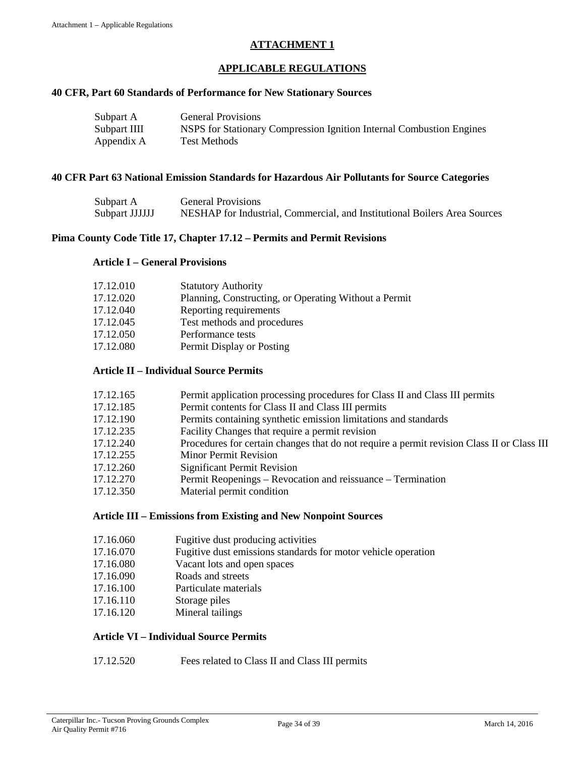# ATTACHMENT 1

## APPLICABLE REGULATIONS

### 40 CFR, Part 60 Standards of Performance for New Stationary Sources

| | |
|---|---|
| Subpart A | General Provisions |
| Subpart IIII | NSPS for Stationary Compression Ignition Internal Combustion Engines |
| Appendix A | Test Methods |

### 40 CFR Part 63 National Emission Standards for Hazardous Air Pollutants for Source Categories

| | |
|---|---|
| Subpart A | General Provisions |
| Subpart JJJJJJ | NESHAP for Industrial, Commercial, and Institutional Boilers Area Sources |

### Pima County Code Title 17, Chapter 17.12 – Permits and Permit Revisions

#### Article I – General Provisions

| | |
|---|---|
| 17.12.010 | Statutory Authority |
| 17.12.020 | Planning, Constructing, or Operating Without a Permit |
| 17.12.040 | Reporting requirements |
| 17.12.045 | Test methods and procedures |
| 17.12.050 | Performance tests |
| 17.12.080 | Permit Display or Posting |

#### Article II – Individual Source Permits

| | |
|---|---|
| 17.12.165 | Permit application processing procedures for Class II and Class III permits |
| 17.12.185 | Permit contents for Class II and Class III permits |
| 17.12.190 | Permits containing synthetic emission limitations and standards |
| 17.12.235 | Facility Changes that require a permit revision |
| 17.12.240 | Procedures for certain changes that do not require a permit revision Class II or Class III |
| 17.12.255 | Minor Permit Revision |
| 17.12.260 | Significant Permit Revision |
| 17.12.270 | Permit Reopenings – Revocation and reissuance – Termination |
| 17.12.350 | Material permit condition |

#### Article III – Emissions from Existing and New Nonpoint Sources

| | |
|---|---|
| 17.16.060 | Fugitive dust producing activities |
| 17.16.070 | Fugitive dust emissions standards for motor vehicle operation |
| 17.16.080 | Vacant lots and open spaces |
| 17.16.090 | Roads and streets |
| 17.16.100 | Particulate materials |
| 17.16.110 | Storage piles |
| 17.16.120 | Mineral tailings |

#### Article VI – Individual Source Permits

| | |
|---|---|
| 17.12.520 | Fees related to Class II and Class III permits |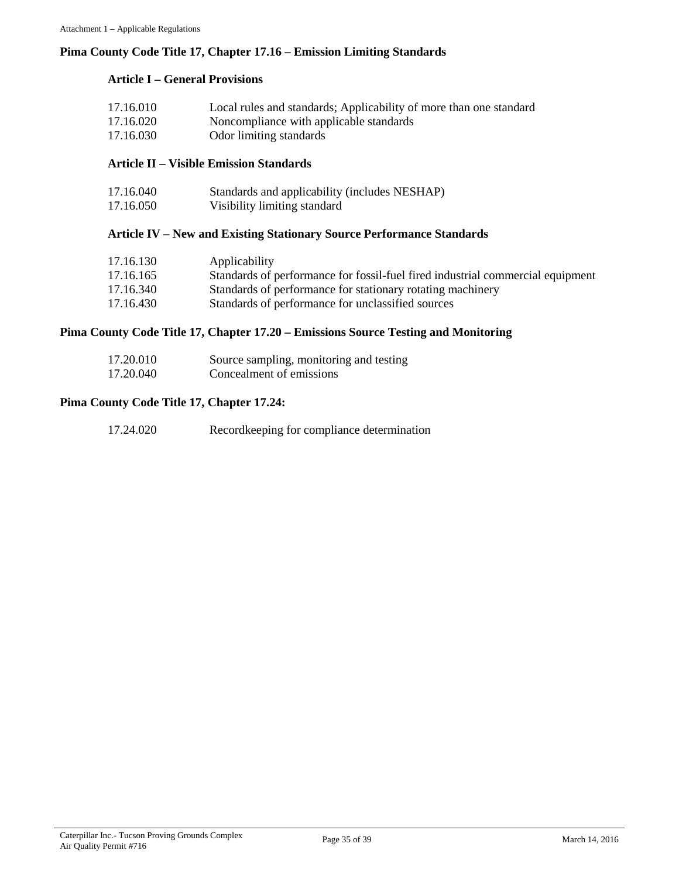## Pima County Code Title 17, Chapter 17.16 – Emission Limiting Standards

### Article I – General Provisions

| | |
|---|---|
| 17.16.010 | Local rules and standards; Applicability of more than one standard |
| 17.16.020 | Noncompliance with applicable standards |
| 17.16.030 | Odor limiting standards |

### Article II – Visible Emission Standards

| | |
|---|---|
| 17.16.040 | Standards and applicability (includes NESHAP) |
| 17.16.050 | Visibility limiting standard |

### Article IV – New and Existing Stationary Source Performance Standards

| | |
|---|---|
| 17.16.130 | Applicability |
| 17.16.165 | Standards of performance for fossil-fuel fired industrial commercial equipment |
| 17.16.340 | Standards of performance for stationary rotating machinery |
| 17.16.430 | Standards of performance for unclassified sources |

## Pima County Code Title 17, Chapter 17.20 – Emissions Source Testing and Monitoring

| | |
|---|---|
| 17.20.010 | Source sampling, monitoring and testing |
| 17.20.040 | Concealment of emissions |

## Pima County Code Title 17, Chapter 17.24:

| | |
|---|---|
| 17.24.020 | Recordkeeping for compliance determination |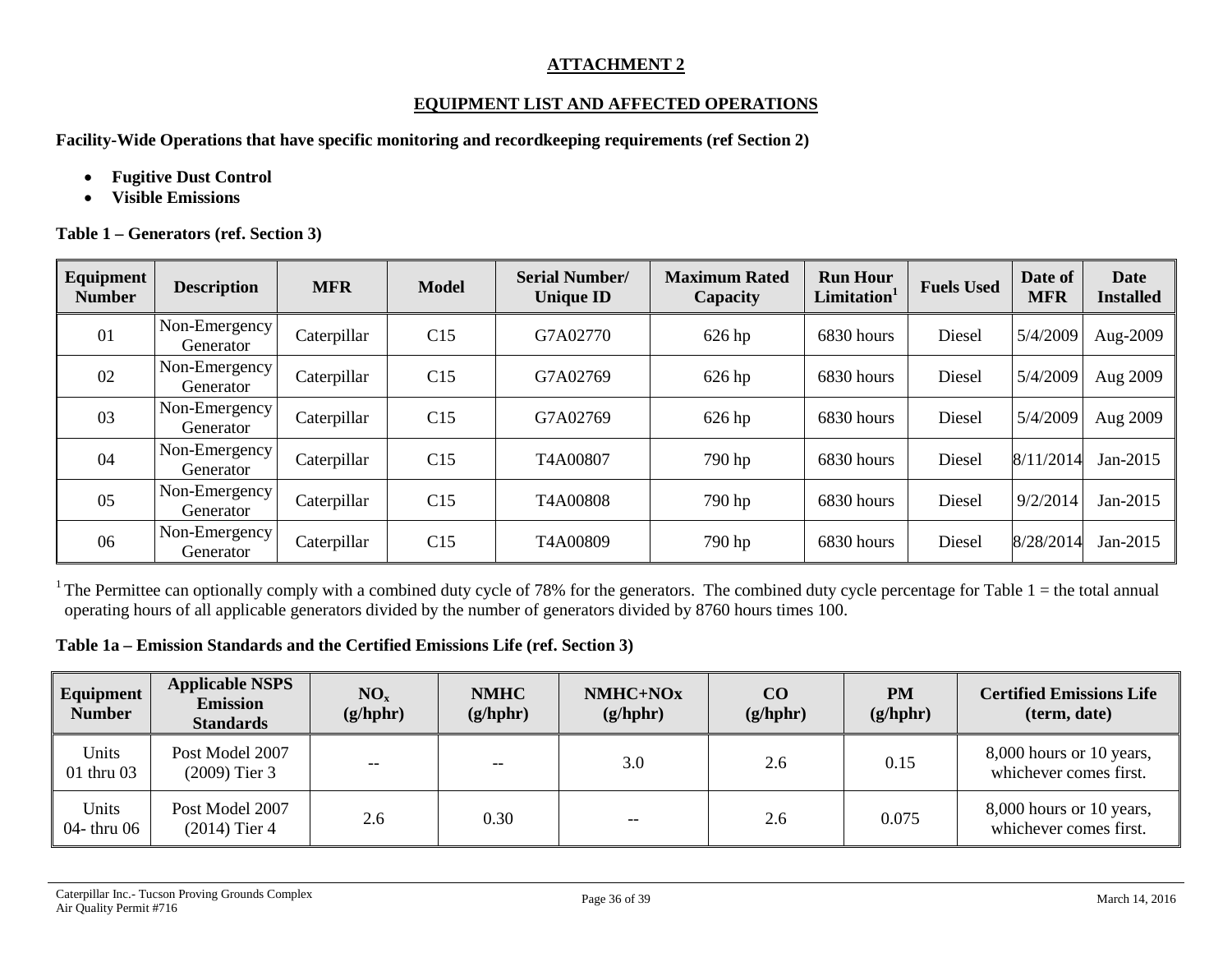# ATTACHMENT 2

## EQUIPMENT LIST AND AFFECTED OPERATIONS

**Facility-Wide Operations that have specific monitoring and recordkeeping requirements (ref Section 2)**

- **Fugitive Dust Control**
- **Visible Emissions**

**Table 1 – Generators (ref. Section 3)**

| Equipment Number | Description | MFR | Model | Serial Number/ Unique ID | Maximum Rated Capacity | Run Hour Limitation[1] | Fuels Used | Date of MFR | Date Installed |
|---|---|---|---|---|---|---|---|---|---|
| 01 | Non-Emergency Generator | Caterpillar | C15 | G7A02770 | 626 hp | 6830 hours | Diesel | 5/4/2009 | Aug-2009 |
| 02 | Non-Emergency Generator | Caterpillar | C15 | G7A02769 | 626 hp | 6830 hours | Diesel | 5/4/2009 | Aug 2009 |
| 03 | Non-Emergency Generator | Caterpillar | C15 | G7A02769 | 626 hp | 6830 hours | Diesel | 5/4/2009 | Aug 2009 |
| 04 | Non-Emergency Generator | Caterpillar | C15 | T4A00807 | 790 hp | 6830 hours | Diesel | 8/11/2014 | Jan-2015 |
| 05 | Non-Emergency Generator | Caterpillar | C15 | T4A00808 | 790 hp | 6830 hours | Diesel | 9/2/2014 | Jan-2015 |
| 06 | Non-Emergency Generator | Caterpillar | C15 | T4A00809 | 790 hp | 6830 hours | Diesel | 8/28/2014 | Jan-2015 |

[1] The Permittee can optionally comply with a combined duty cycle of 78% for the generators. The combined duty cycle percentage for Table 1 = the total annual operating hours of all applicable generators divided by the number of generators divided by 8760 hours times 100.

**Table 1a – Emission Standards and the Certified Emissions Life (ref. Section 3)**

| Equipment Number | Applicable NSPS Emission Standards | $NO_x$ (g/hphr) | NMHC (g/hphr) | NMHC+NOx (g/hphr) | CO (g/hphr) | PM (g/hphr) | Certified Emissions Life (term, date) |
|---|---|---|---|---|---|---|---|
| Units 01 thru 03 | Post Model 2007 (2009) Tier 3 | -- | -- | 3.0 | 2.6 | 0.15 | 8,000 hours or 10 years, whichever comes first. |
| Units 04- thru 06 | Post Model 2007 (2014) Tier 4 | 2.6 | 0.30 | -- | 2.6 | 0.075 | 8,000 hours or 10 years, whichever comes first. |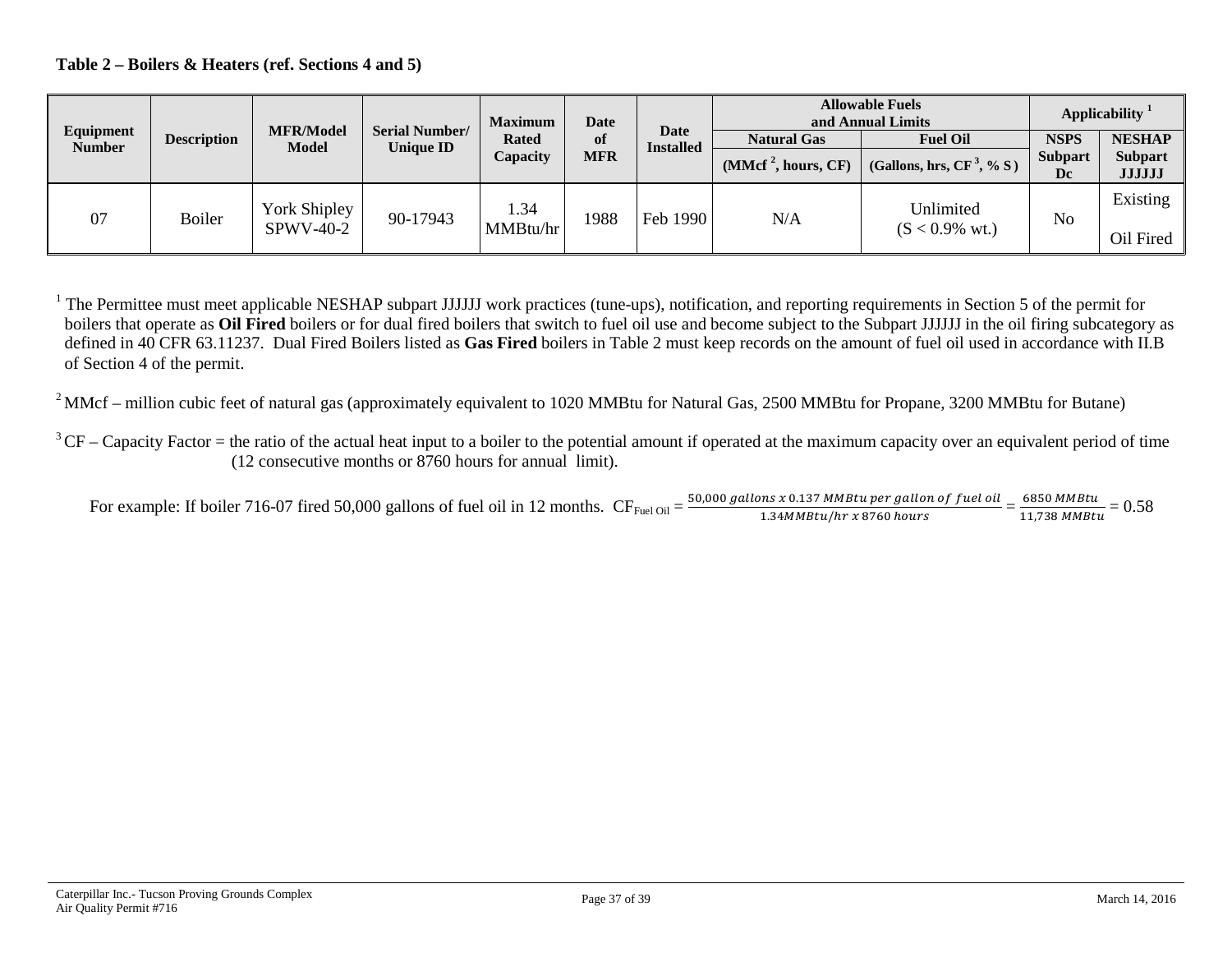**Table 2 – Boilers & Heaters (ref. Sections 4 and 5)**

| Equipment Number | Description | MFR/Model Model | Serial Number/ Unique ID | Maximum Rated Capacity | Date of MFR | Date Installed | Allowable Fuels and Annual Limits | | Applicability [1] | |
|---|---|---|---|---|---|---|---|---|---|---|
| | | | | | | | Natural Gas | Fuel Oil | NSPS | NESHAP |
| | | | | | | | (MMcf [2], hours, CF) | (Gallons, hrs, CF [3], % S ) | Subpart Dc | Subpart JJJJJJ |
| 07 | Boiler | York Shipley SPWV-40-2 | 90-17943 | 1.34 MMBtu/hr | 1988 | Feb 1990 | N/A | Unlimited (S < 0.9% wt.) | No | Existing Oil Fired |

[1] The Permittee must meet applicable NESHAP subpart JJJJJJ work practices (tune-ups), notification, and reporting requirements in Section 5 of the permit for boilers that operate as **Oil Fired** boilers or for dual fired boilers that switch to fuel oil use and become subject to the Subpart JJJJJJ in the oil firing subcategory as defined in 40 CFR 63.11237. Dual Fired Boilers listed as **Gas Fired** boilers in Table 2 must keep records on the amount of fuel oil used in accordance with II.B of Section 4 of the permit.

[2] MMcf – million cubic feet of natural gas (approximately equivalent to 1020 MMBtu for Natural Gas, 2500 MMBtu for Propane, 3200 MMBtu for Butane)

[3] CF – Capacity Factor = the ratio of the actual heat input to a boiler to the potential amount if operated at the maximum capacity over an equivalent period of time (12 consecutive months or 8760 hours for annual limit).

For example: If boiler 716-07 fired 50,000 gallons of fuel oil in 12 months. $CF_{\text{Fuel Oil}} = \frac{50{,}000\ gallons\ x\ 0.137\ MMBtu\ per\ gallon\ of\ fuel\ oil}{1.34 MMBtu/hr\ x\ 8760\ hours} = \frac{6850\ MMBtu}{11{,}738\ MMBtu} = 0.58$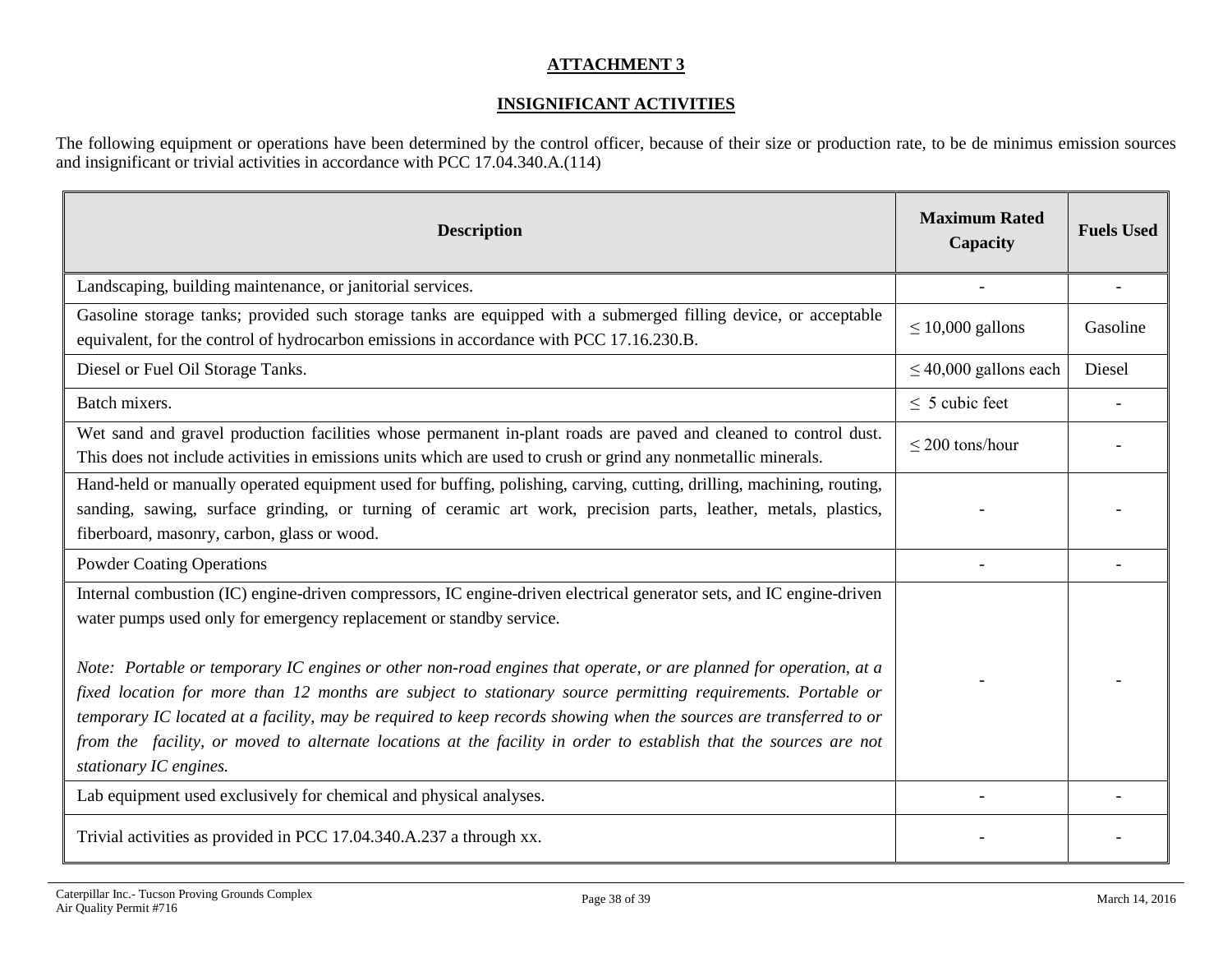## ATTACHMENT 3

## INSIGNIFICANT ACTIVITIES

The following equipment or operations have been determined by the control officer, because of their size or production rate, to be de minimus emission sources and insignificant or trivial activities in accordance with PCC 17.04.340.A.(114)

| Description | Maximum Rated Capacity | Fuels Used |
|---|---|---|
| Landscaping, building maintenance, or janitorial services. | - | - |
| Gasoline storage tanks; provided such storage tanks are equipped with a submerged filling device, or acceptable equivalent, for the control of hydrocarbon emissions in accordance with PCC 17.16.230.B. | ≤ 10,000 gallons | Gasoline |
| Diesel or Fuel Oil Storage Tanks. | ≤ 40,000 gallons each | Diesel |
| Batch mixers. | ≤ 5 cubic feet | - |
| Wet sand and gravel production facilities whose permanent in-plant roads are paved and cleaned to control dust. This does not include activities in emissions units which are used to crush or grind any nonmetallic minerals. | ≤ 200 tons/hour | - |
| Hand-held or manually operated equipment used for buffing, polishing, carving, cutting, drilling, machining, routing, sanding, sawing, surface grinding, or turning of ceramic art work, precision parts, leather, metals, plastics, fiberboard, masonry, carbon, glass or wood. | - | - |
| Powder Coating Operations | - | - |
| Internal combustion (IC) engine-driven compressors, IC engine-driven electrical generator sets, and IC engine-driven water pumps used only for emergency replacement or standby service.<br><br>*Note: Portable or temporary IC engines or other non-road engines that operate, or are planned for operation, at a fixed location for more than 12 months are subject to stationary source permitting requirements. Portable or temporary IC located at a facility, may be required to keep records showing when the sources are transferred to or from the facility, or moved to alternate locations at the facility in order to establish that the sources are not stationary IC engines.* | - | - |
| Lab equipment used exclusively for chemical and physical analyses. | - | - |
| Trivial activities as provided in PCC 17.04.340.A.237 a through xx. | - | - |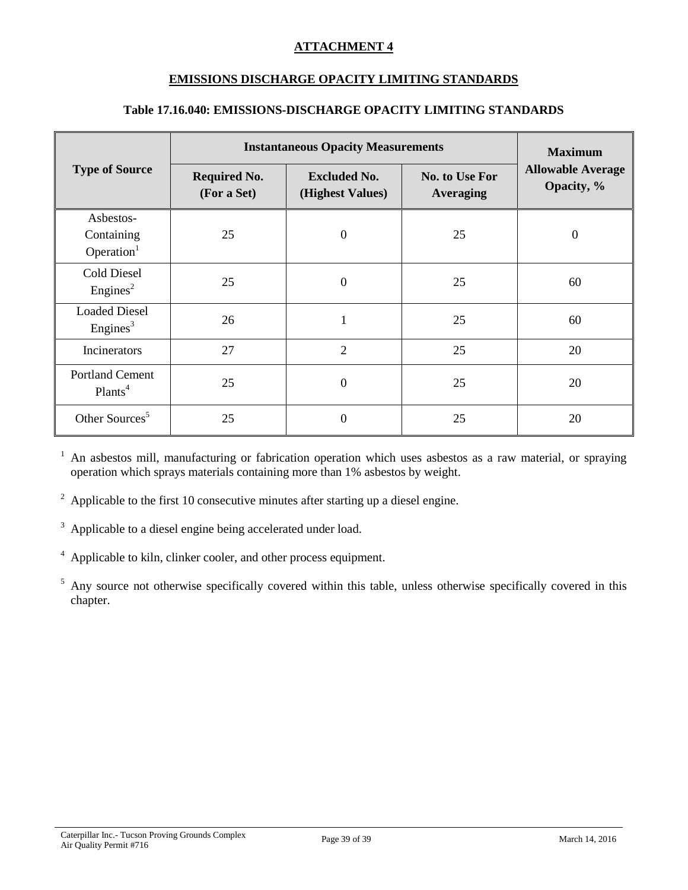# ATTACHMENT 4

## EMISSIONS DISCHARGE OPACITY LIMITING STANDARDS

### Table 17.16.040: EMISSIONS-DISCHARGE OPACITY LIMITING STANDARDS

| Type of Source | Instantaneous Opacity Measurements | | | Maximum Allowable Average Opacity, % |
|---|---|---|---|---|
| | Required No. (For a Set) | Excluded No. (Highest Values) | No. to Use For Averaging | |
| Asbestos-Containing Operation[1] | 25 | 0 | 25 | 0 |
| Cold Diesel Engines[2] | 25 | 0 | 25 | 60 |
| Loaded Diesel Engines[3] | 26 | 1 | 25 | 60 |
| Incinerators | 27 | 2 | 25 | 20 |
| Portland Cement Plants[4] | 25 | 0 | 25 | 20 |
| Other Sources[5] | 25 | 0 | 25 | 20 |

[1] An asbestos mill, manufacturing or fabrication operation which uses asbestos as a raw material, or spraying operation which sprays materials containing more than 1% asbestos by weight.

[2] Applicable to the first 10 consecutive minutes after starting up a diesel engine.

[3] Applicable to a diesel engine being accelerated under load.

[4] Applicable to kiln, clinker cooler, and other process equipment.

[5] Any source not otherwise specifically covered within this table, unless otherwise specifically covered in this chapter.